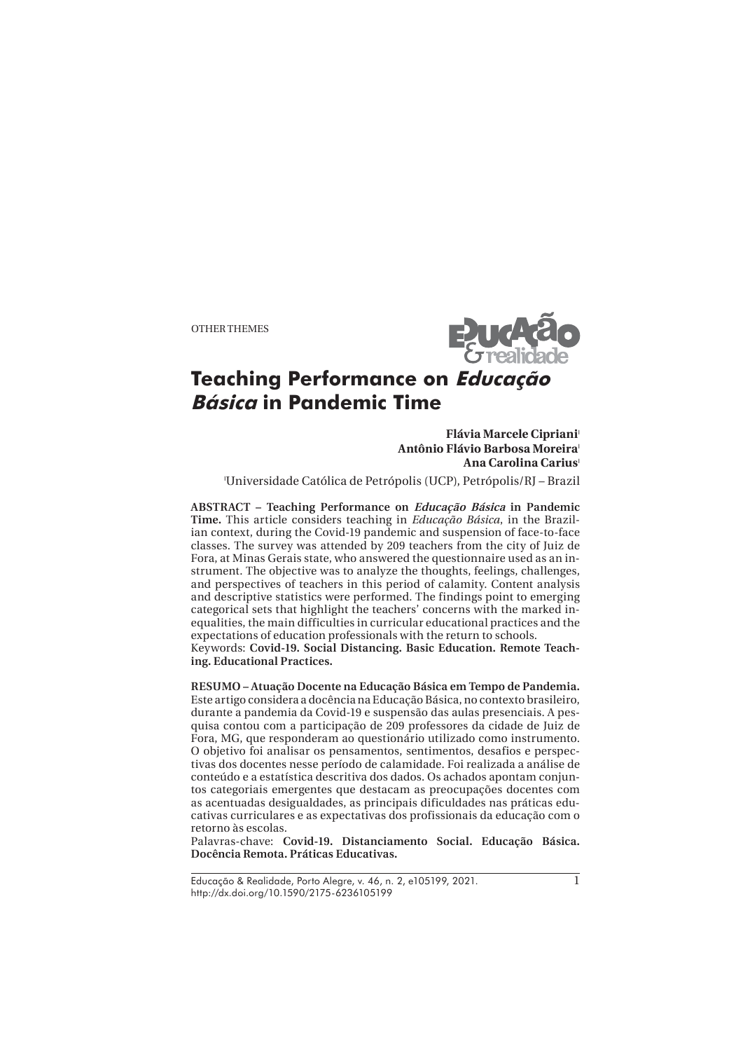OTHER THEMES

# Teaching Performance on *Educação Básica* in Pandemic Time

**Flávia Marcele Cipriani**[I]
**Antônio Flávio Barbosa Moreira**[I]
**Ana Carolina Carius**[I]

[I]Universidade Católica de Petrópolis (UCP), Petrópolis/RJ – Brazil

**ABSTRACT – Teaching Performance on *Educação Básica* in Pandemic Time.** This article considers teaching in *Educação Básica*, in the Brazilian context, during the Covid-19 pandemic and suspension of face-to-face classes. The survey was attended by 209 teachers from the city of Juiz de Fora, at Minas Gerais state, who answered the questionnaire used as an instrument. The objective was to analyze the thoughts, feelings, challenges, and perspectives of teachers in this period of calamity. Content analysis and descriptive statistics were performed. The findings point to emerging categorical sets that highlight the teachers' concerns with the marked inequalities, the main difficulties in curricular educational practices and the expectations of education professionals with the return to schools.

Keywords: **Covid-19. Social Distancing. Basic Education. Remote Teaching. Educational Practices.**

**RESUMO – Atuação Docente na Educação Básica em Tempo de Pandemia.** Este artigo considera a docência na Educação Básica, no contexto brasileiro, durante a pandemia da Covid-19 e suspensão das aulas presenciais. A pesquisa contou com a participação de 209 professores da cidade de Juiz de Fora, MG, que responderam ao questionário utilizado como instrumento. O objetivo foi analisar os pensamentos, sentimentos, desafios e perspectivas dos docentes nesse período de calamidade. Foi realizada a análise de conteúdo e a estatística descritiva dos dados. Os achados apontam conjuntos categoriais emergentes que destacam as preocupações docentes com as acentuadas desigualdades, as principais dificuldades nas práticas educativas curriculares e as expectativas dos profissionais da educação com o retorno às escolas.

Palavras-chave: **Covid-19. Distanciamento Social. Educação Básica. Docência Remota. Práticas Educativas.**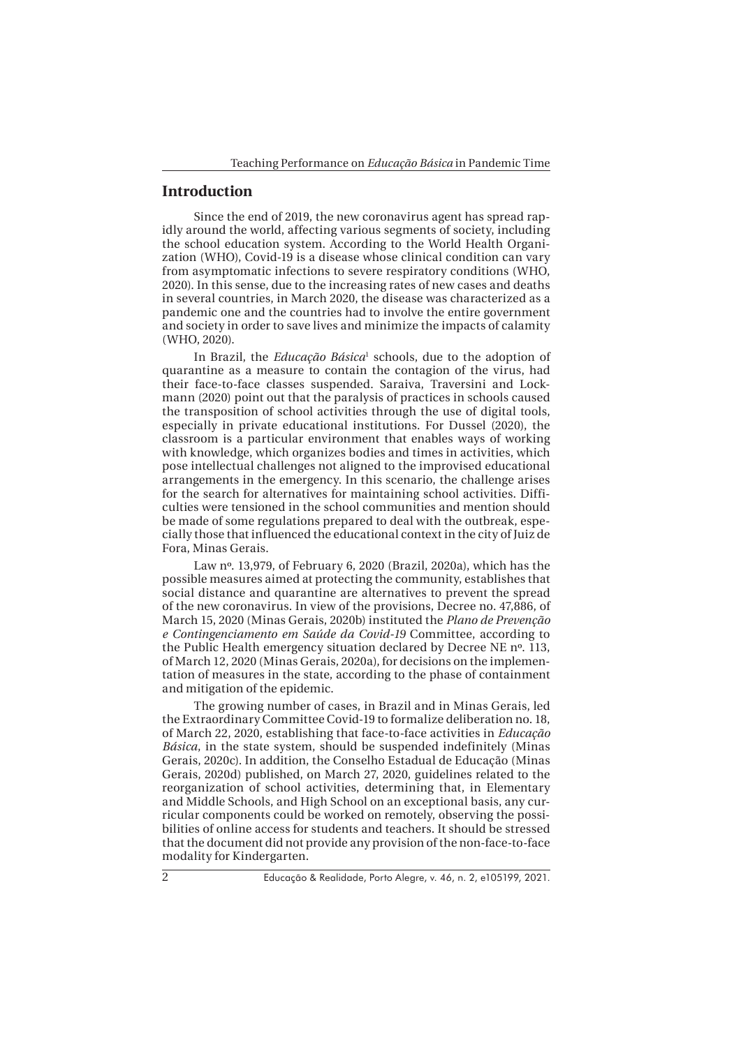## Introduction

Since the end of 2019, the new coronavirus agent has spread rapidly around the world, affecting various segments of society, including the school education system. According to the World Health Organization (WHO), Covid-19 is a disease whose clinical condition can vary from asymptomatic infections to severe respiratory conditions (WHO, 2020). In this sense, due to the increasing rates of new cases and deaths in several countries, in March 2020, the disease was characterized as a pandemic one and the countries had to involve the entire government and society in order to save lives and minimize the impacts of calamity (WHO, 2020).

In Brazil, the *Educação Básica*[1] schools, due to the adoption of quarantine as a measure to contain the contagion of the virus, had their face-to-face classes suspended. Saraiva, Traversini and Lockmann (2020) point out that the paralysis of practices in schools caused the transposition of school activities through the use of digital tools, especially in private educational institutions. For Dussel (2020), the classroom is a particular environment that enables ways of working with knowledge, which organizes bodies and times in activities, which pose intellectual challenges not aligned to the improvised educational arrangements in the emergency. In this scenario, the challenge arises for the search for alternatives for maintaining school activities. Difficulties were tensioned in the school communities and mention should be made of some regulations prepared to deal with the outbreak, especially those that influenced the educational context in the city of Juiz de Fora, Minas Gerais.

Law nº. 13,979, of February 6, 2020 (Brazil, 2020a), which has the possible measures aimed at protecting the community, establishes that social distance and quarantine are alternatives to prevent the spread of the new coronavirus. In view of the provisions, Decree no. 47,886, of March 15, 2020 (Minas Gerais, 2020b) instituted the *Plano de Prevenção e Contingenciamento em Saúde da Covid-19* Committee, according to the Public Health emergency situation declared by Decree NE nº. 113, of March 12, 2020 (Minas Gerais, 2020a), for decisions on the implementation of measures in the state, according to the phase of containment and mitigation of the epidemic.

The growing number of cases, in Brazil and in Minas Gerais, led the Extraordinary Committee Covid-19 to formalize deliberation no. 18, of March 22, 2020, establishing that face-to-face activities in *Educação Básica*, in the state system, should be suspended indefinitely (Minas Gerais, 2020c). In addition, the Conselho Estadual de Educação (Minas Gerais, 2020d) published, on March 27, 2020, guidelines related to the reorganization of school activities, determining that, in Elementary and Middle Schools, and High School on an exceptional basis, any curricular components could be worked on remotely, observing the possibilities of online access for students and teachers. It should be stressed that the document did not provide any provision of the non-face-to-face modality for Kindergarten.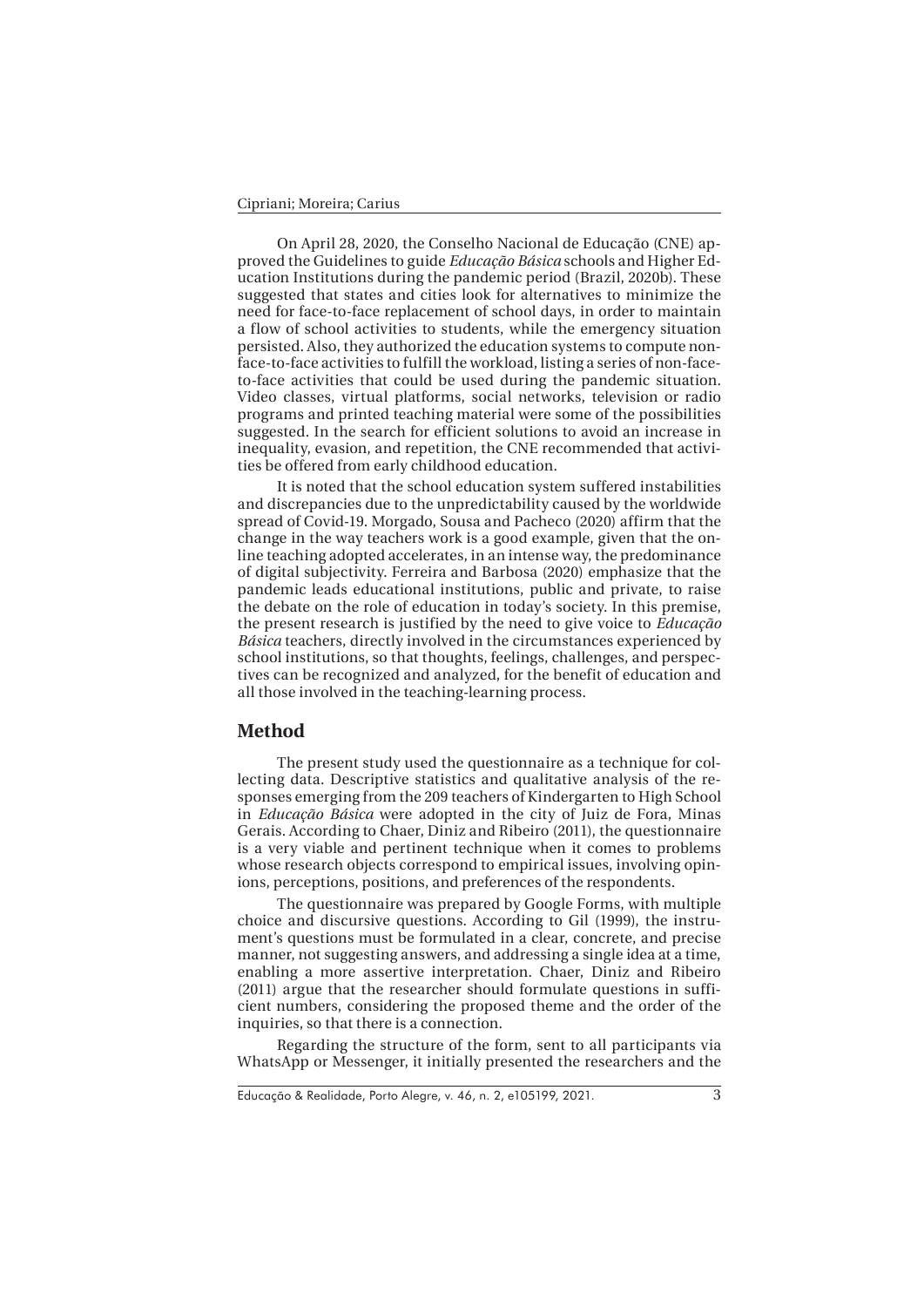On April 28, 2020, the Conselho Nacional de Educação (CNE) approved the Guidelines to guide *Educação Básica* schools and Higher Education Institutions during the pandemic period (Brazil, 2020b). These suggested that states and cities look for alternatives to minimize the need for face-to-face replacement of school days, in order to maintain a flow of school activities to students, while the emergency situation persisted. Also, they authorized the education systems to compute non-face-to-face activities to fulfill the workload, listing a series of non-face-to-face activities that could be used during the pandemic situation. Video classes, virtual platforms, social networks, television or radio programs and printed teaching material were some of the possibilities suggested. In the search for efficient solutions to avoid an increase in inequality, evasion, and repetition, the CNE recommended that activities be offered from early childhood education.

It is noted that the school education system suffered instabilities and discrepancies due to the unpredictability caused by the worldwide spread of Covid-19. Morgado, Sousa and Pacheco (2020) affirm that the change in the way teachers work is a good example, given that the online teaching adopted accelerates, in an intense way, the predominance of digital subjectivity. Ferreira and Barbosa (2020) emphasize that the pandemic leads educational institutions, public and private, to raise the debate on the role of education in today's society. In this premise, the present research is justified by the need to give voice to *Educação Básica* teachers, directly involved in the circumstances experienced by school institutions, so that thoughts, feelings, challenges, and perspectives can be recognized and analyzed, for the benefit of education and all those involved in the teaching-learning process.

## Method

The present study used the questionnaire as a technique for collecting data. Descriptive statistics and qualitative analysis of the responses emerging from the 209 teachers of Kindergarten to High School in *Educação Básica* were adopted in the city of Juiz de Fora, Minas Gerais. According to Chaer, Diniz and Ribeiro (2011), the questionnaire is a very viable and pertinent technique when it comes to problems whose research objects correspond to empirical issues, involving opinions, perceptions, positions, and preferences of the respondents.

The questionnaire was prepared by Google Forms, with multiple choice and discursive questions. According to Gil (1999), the instrument's questions must be formulated in a clear, concrete, and precise manner, not suggesting answers, and addressing a single idea at a time, enabling a more assertive interpretation. Chaer, Diniz and Ribeiro (2011) argue that the researcher should formulate questions in sufficient numbers, considering the proposed theme and the order of the inquiries, so that there is a connection.

Regarding the structure of the form, sent to all participants via WhatsApp or Messenger, it initially presented the researchers and the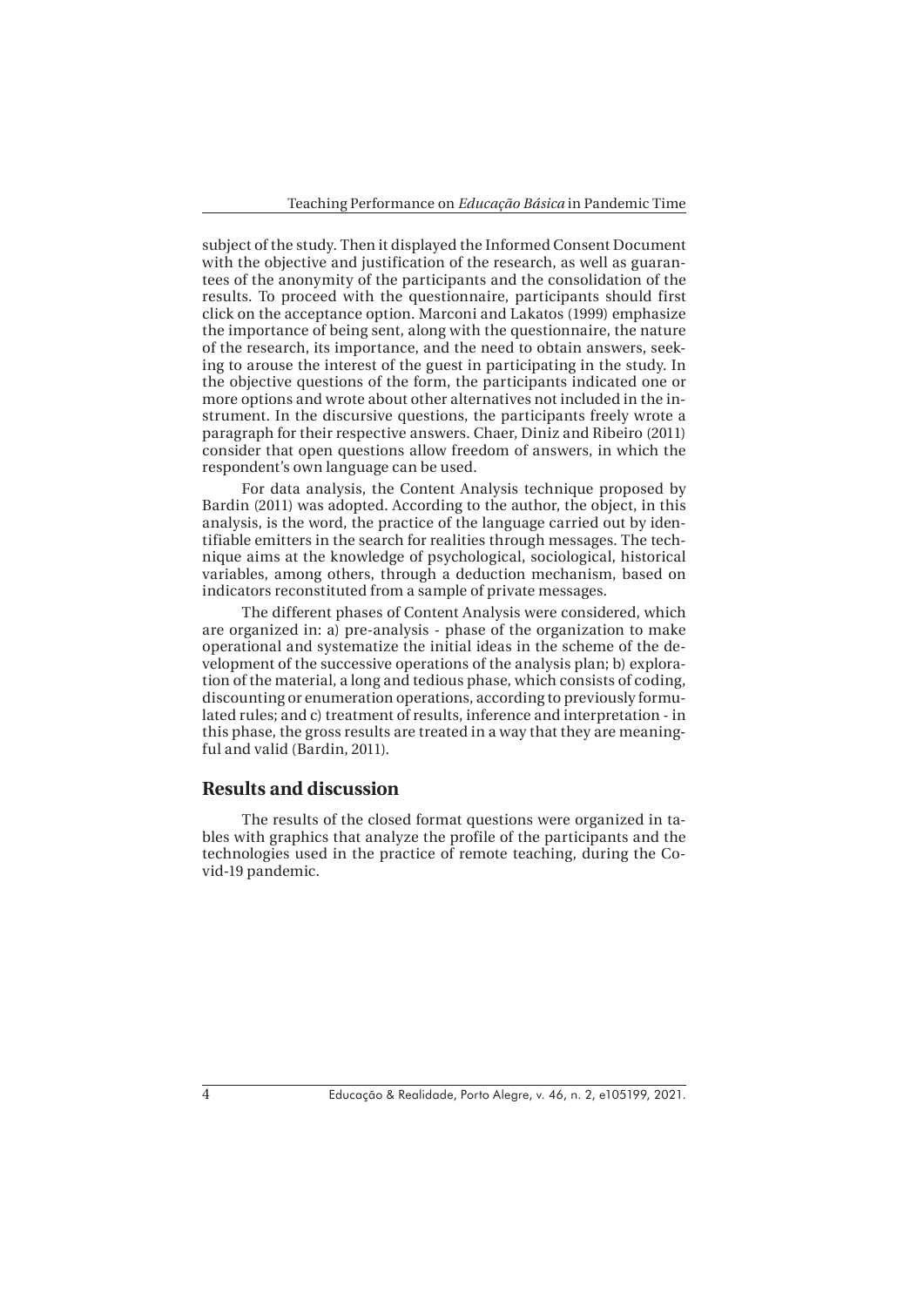subject of the study. Then it displayed the Informed Consent Document with the objective and justification of the research, as well as guarantees of the anonymity of the participants and the consolidation of the results. To proceed with the questionnaire, participants should first click on the acceptance option. Marconi and Lakatos (1999) emphasize the importance of being sent, along with the questionnaire, the nature of the research, its importance, and the need to obtain answers, seeking to arouse the interest of the guest in participating in the study. In the objective questions of the form, the participants indicated one or more options and wrote about other alternatives not included in the instrument. In the discursive questions, the participants freely wrote a paragraph for their respective answers. Chaer, Diniz and Ribeiro (2011) consider that open questions allow freedom of answers, in which the respondent's own language can be used.

For data analysis, the Content Analysis technique proposed by Bardin (2011) was adopted. According to the author, the object, in this analysis, is the word, the practice of the language carried out by identifiable emitters in the search for realities through messages. The technique aims at the knowledge of psychological, sociological, historical variables, among others, through a deduction mechanism, based on indicators reconstituted from a sample of private messages.

The different phases of Content Analysis were considered, which are organized in: a) pre-analysis - phase of the organization to make operational and systematize the initial ideas in the scheme of the development of the successive operations of the analysis plan; b) exploration of the material, a long and tedious phase, which consists of coding, discounting or enumeration operations, according to previously formulated rules; and c) treatment of results, inference and interpretation - in this phase, the gross results are treated in a way that they are meaningful and valid (Bardin, 2011).

## Results and discussion

The results of the closed format questions were organized in tables with graphics that analyze the profile of the participants and the technologies used in the practice of remote teaching, during the Covid-19 pandemic.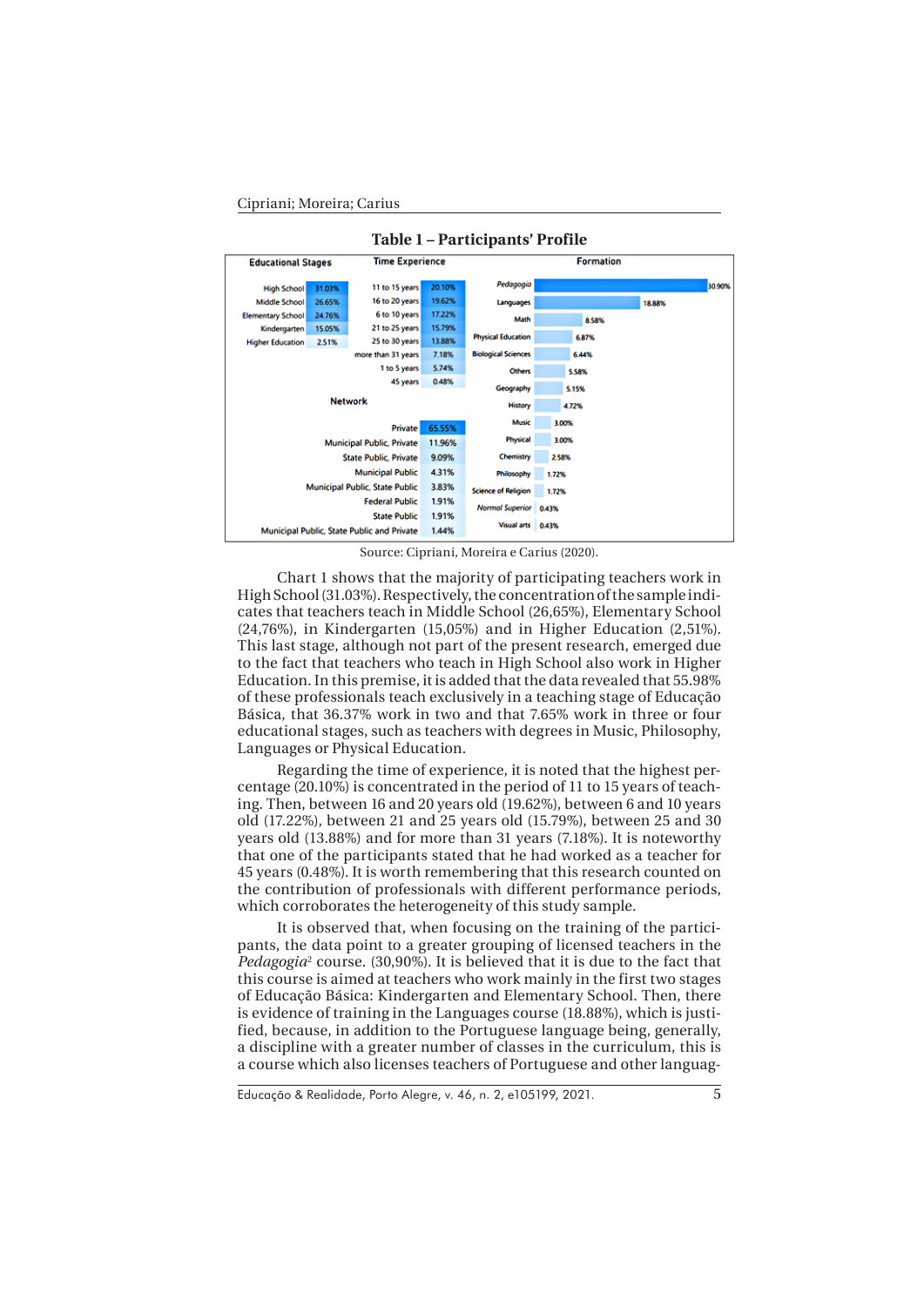**Table 1 – Participants' Profile**

**Educational Stages**

High School 31.03%
Middle School 26.65%
Elementary School 24.76%
Kindergarten 15.05%
Higher Education 2.51%

**Time Experience**

11 to 15 years 20.10%
16 to 20 years 19.62%
6 to 10 years 17.22%
21 to 25 years 15.79%
25 to 30 years 13.88%
more than 31 years 7.18%
1 to 5 years 5.74%
45 years 0.48%

**Network**

Private 65.55%
Municipal Public, Private 11.96%
State Public, Private 9.09%
Municipal Public 4.31%
Municipal Public, State Public 3.83%
Federal Public 1.91%
State Public 1.91%
Municipal Public, State Public and Private 1.44%

**Formation**

*Pedagogia* 30.90%
Languages 18.88%
Math 8.58%
Physical Education 6.87%
Biological Sciences 6.44%
Others 5.58%
Geography 5.15%
History 4.72%
Music 3.00%
Physical 3.00%
Chemistry 2.58%
Philosophy 1.72%
Science of Religion 1.72%
*Normal Superior* 0.43%
Visual arts 0.43%

Source: Cipriani, Moreira e Carius (2020).

Chart 1 shows that the majority of participating teachers work in High School (31.03%). Respectively, the concentration of the sample indicates that teachers teach in Middle School (26,65%), Elementary School (24,76%), in Kindergarten (15,05%) and in Higher Education (2,51%). This last stage, although not part of the present research, emerged due to the fact that teachers who teach in High School also work in Higher Education. In this premise, it is added that the data revealed that 55.98% of these professionals teach exclusively in a teaching stage of Educação Básica, that 36.37% work in two and that 7.65% work in three or four educational stages, such as teachers with degrees in Music, Philosophy, Languages or Physical Education.

Regarding the time of experience, it is noted that the highest percentage (20.10%) is concentrated in the period of 11 to 15 years of teaching. Then, between 16 and 20 years old (19.62%), between 6 and 10 years old (17.22%), between 21 and 25 years old (15.79%), between 25 and 30 years old (13.88%) and for more than 31 years (7.18%). It is noteworthy that one of the participants stated that he had worked as a teacher for 45 years (0.48%). It is worth remembering that this research counted on the contribution of professionals with different performance periods, which corroborates the heterogeneity of this study sample.

It is observed that, when focusing on the training of the participants, the data point to a greater grouping of licensed teachers in the *Pedagogia*[2] course. (30,90%). It is believed that it is due to the fact that this course is aimed at teachers who work mainly in the first two stages of Educação Básica: Kindergarten and Elementary School. Then, there is evidence of training in the Languages course (18.88%), which is justified, because, in addition to the Portuguese language being, generally, a discipline with a greater number of classes in the curriculum, this is a course which also licenses teachers of Portuguese and other languag-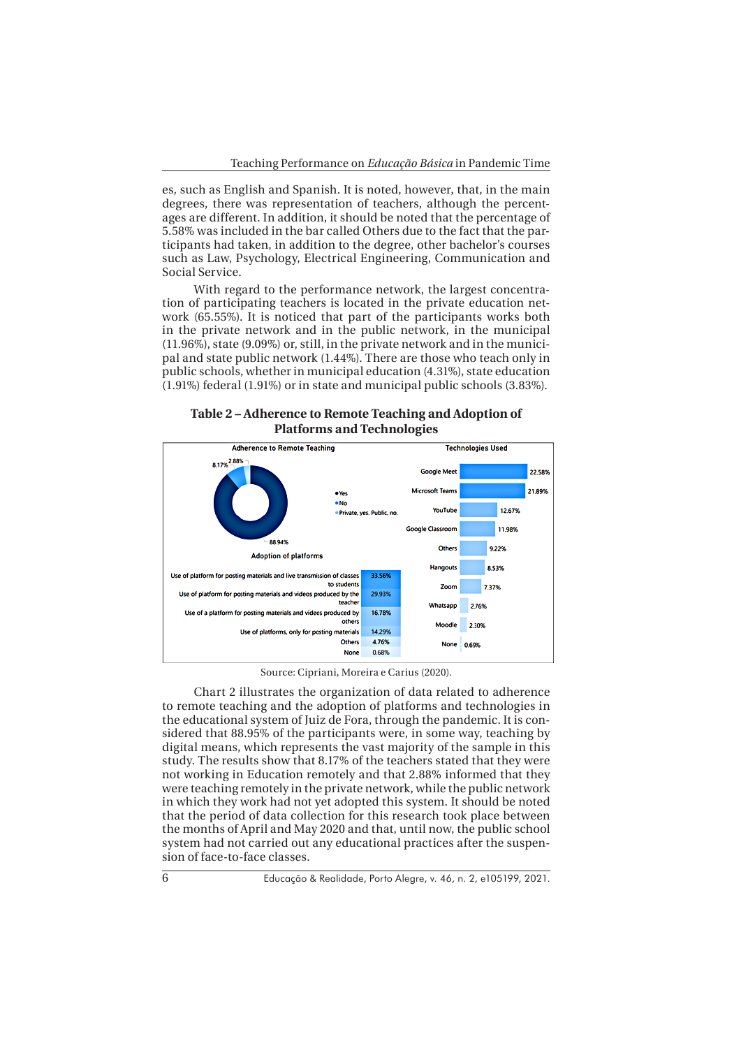es, such as English and Spanish. It is noted, however, that, in the main degrees, there was representation of teachers, although the percentages are different. In addition, it should be noted that the percentage of 5.58% was included in the bar called Others due to the fact that the participants had taken, in addition to the degree, other bachelor's courses such as Law, Psychology, Electrical Engineering, Communication and Social Service.

With regard to the performance network, the largest concentration of participating teachers is located in the private education network (65.55%). It is noticed that part of the participants works both in the private network and in the public network, in the municipal (11.96%), state (9.09%) or, still, in the private network and in the municipal and state public network (1.44%). There are those who teach only in public schools, whether in municipal education (4.31%), state education (1.91%) federal (1.91%) or in state and municipal public schools (3.83%).

**Table 2 – Adherence to Remote Teaching and Adoption of Platforms and Technologies**

Adherence to Remote Teaching

8.17%
2.88%
88.94%

Yes
No
Private, yes. Public, no.

Adoption of platforms

Use of platform for posting materials and live transmission of classes to students 33.56%
Use of platform for posting materials and videos produced by the teacher 29.93%
Use of a platform for posting materials and videos produced by others 16.78%
Use of platforms, only for posting materials 14.29%
Others 4.76%
None 0.68%

Technologies Used

Google Meet 22.58%
Microsoft Teams 21.89%
YouTube 12.67%
Google Classroom 11.98%
Others 9.22%
Hangouts 8.53%
Zoom 7.37%
Whatsapp 2.76%
Moodle 2.30%
None 0.69%

Source: Cipriani, Moreira e Carius (2020).

Chart 2 illustrates the organization of data related to adherence to remote teaching and the adoption of platforms and technologies in the educational system of Juiz de Fora, through the pandemic. It is considered that 88.95% of the participants were, in some way, teaching by digital means, which represents the vast majority of the sample in this study. The results show that 8.17% of the teachers stated that they were not working in Education remotely and that 2.88% informed that they were teaching remotely in the private network, while the public network in which they work had not yet adopted this system. It should be noted that the period of data collection for this research took place between the months of April and May 2020 and that, until now, the public school system had not carried out any educational practices after the suspension of face-to-face classes.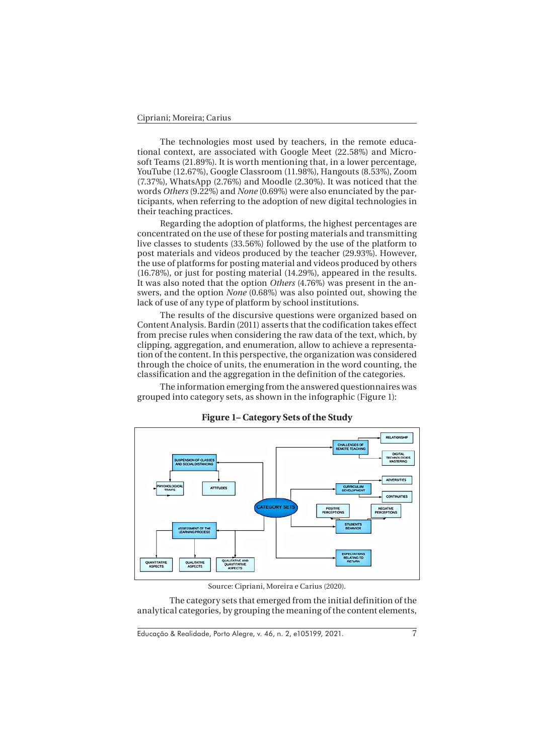The technologies most used by teachers, in the remote educational context, are associated with Google Meet (22.58%) and Microsoft Teams (21.89%). It is worth mentioning that, in a lower percentage, YouTube (12.67%), Google Classroom (11.98%), Hangouts (8.53%), Zoom (7.37%), WhatsApp (2.76%) and Moodle (2.30%). It was noticed that the words *Others* (9.22%) and *None* (0.69%) were also enunciated by the participants, when referring to the adoption of new digital technologies in their teaching practices.

Regarding the adoption of platforms, the highest percentages are concentrated on the use of these for posting materials and transmitting live classes to students (33.56%) followed by the use of the platform to post materials and videos produced by the teacher (29.93%). However, the use of platforms for posting material and videos produced by others (16.78%), or just for posting material (14.29%), appeared in the results. It was also noted that the option *Others* (4.76%) was present in the answers, and the option *None* (0.68%) was also pointed out, showing the lack of use of any type of platform by school institutions.

The results of the discursive questions were organized based on Content Analysis. Bardin (2011) asserts that the codification takes effect from precise rules when considering the raw data of the text, which, by clipping, aggregation, and enumeration, allow to achieve a representation of the content. In this perspective, the organization was considered through the choice of units, the enumeration in the word counting, the classification and the aggregation in the definition of the categories.

The information emerging from the answered questionnaires was grouped into category sets, as shown in the infographic (Figure 1):

**Figure 1– Category Sets of the Study**

CATEGORY SETS

SUSPENSION OF CLASSES AND SOCIAL DISTANCING

PHYCHOLOGICAL TRAITS

ATTITUDES

ASSESSMENT OF THE LEARNING PROCESS

QUANTITATIVE ASPECTS

QUALITATIVE ASPECTS

QUALITATIVE AND QUANTITATIVE ASPECTS

CHALLENGES OF REMOTE TEACHING

RELATIONSHIP

DIGITAL TECHNOLOGIES MASTERING

CURRICULUM DEVELOPMENT

ADVERSITIES

CONTINUITIES

STUDENTS BEHAVIOR

POSITIVE PERCEPTIONS

NEGATIVE PERCEPTIONS

EXPECTATIONS RELATING TO RETURN

Source: Cipriani, Moreira e Carius (2020).

The category sets that emerged from the initial definition of the analytical categories, by grouping the meaning of the content elements,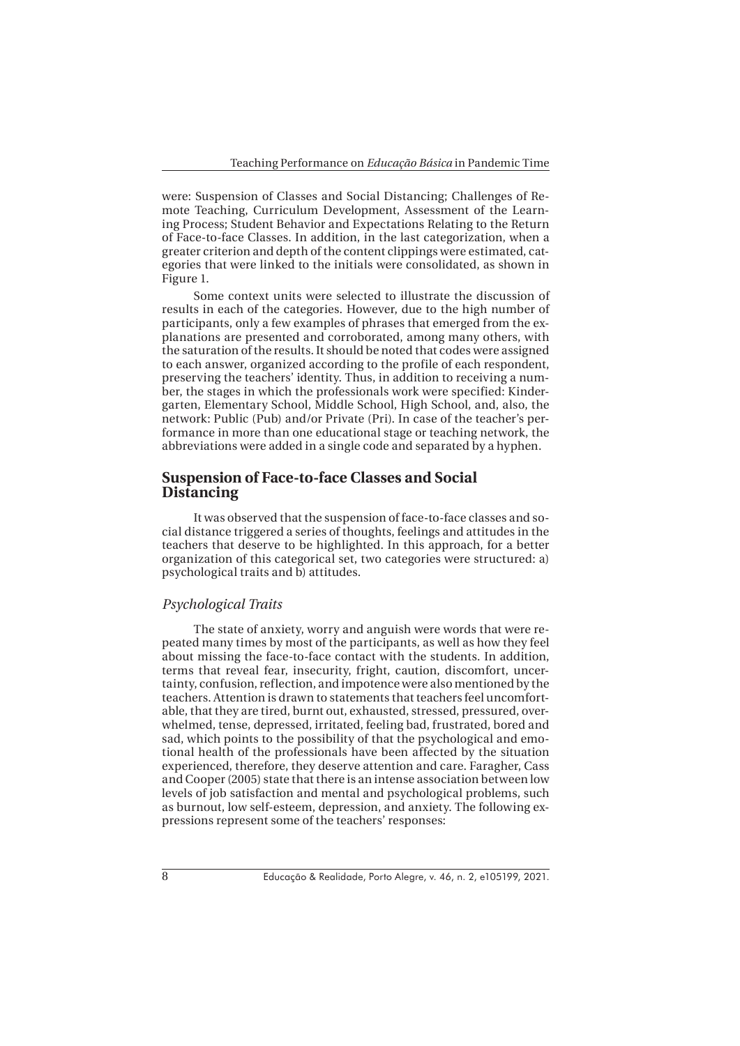were: Suspension of Classes and Social Distancing; Challenges of Remote Teaching, Curriculum Development, Assessment of the Learning Process; Student Behavior and Expectations Relating to the Return of Face-to-face Classes. In addition, in the last categorization, when a greater criterion and depth of the content clippings were estimated, categories that were linked to the initials were consolidated, as shown in Figure 1.

Some context units were selected to illustrate the discussion of results in each of the categories. However, due to the high number of participants, only a few examples of phrases that emerged from the explanations are presented and corroborated, among many others, with the saturation of the results. It should be noted that codes were assigned to each answer, organized according to the profile of each respondent, preserving the teachers' identity. Thus, in addition to receiving a number, the stages in which the professionals work were specified: Kindergarten, Elementary School, Middle School, High School, and, also, the network: Public (Pub) and/or Private (Pri). In case of the teacher's performance in more than one educational stage or teaching network, the abbreviations were added in a single code and separated by a hyphen.

## Suspension of Face-to-face Classes and Social Distancing

It was observed that the suspension of face-to-face classes and social distance triggered a series of thoughts, feelings and attitudes in the teachers that deserve to be highlighted. In this approach, for a better organization of this categorical set, two categories were structured: a) psychological traits and b) attitudes.

### *Psychological Traits*

The state of anxiety, worry and anguish were words that were repeated many times by most of the participants, as well as how they feel about missing the face-to-face contact with the students. In addition, terms that reveal fear, insecurity, fright, caution, discomfort, uncertainty, confusion, reflection, and impotence were also mentioned by the teachers. Attention is drawn to statements that teachers feel uncomfortable, that they are tired, burnt out, exhausted, stressed, pressured, overwhelmed, tense, depressed, irritated, feeling bad, frustrated, bored and sad, which points to the possibility of that the psychological and emotional health of the professionals have been affected by the situation experienced, therefore, they deserve attention and care. Faragher, Cass and Cooper (2005) state that there is an intense association between low levels of job satisfaction and mental and psychological problems, such as burnout, low self-esteem, depression, and anxiety. The following expressions represent some of the teachers' responses: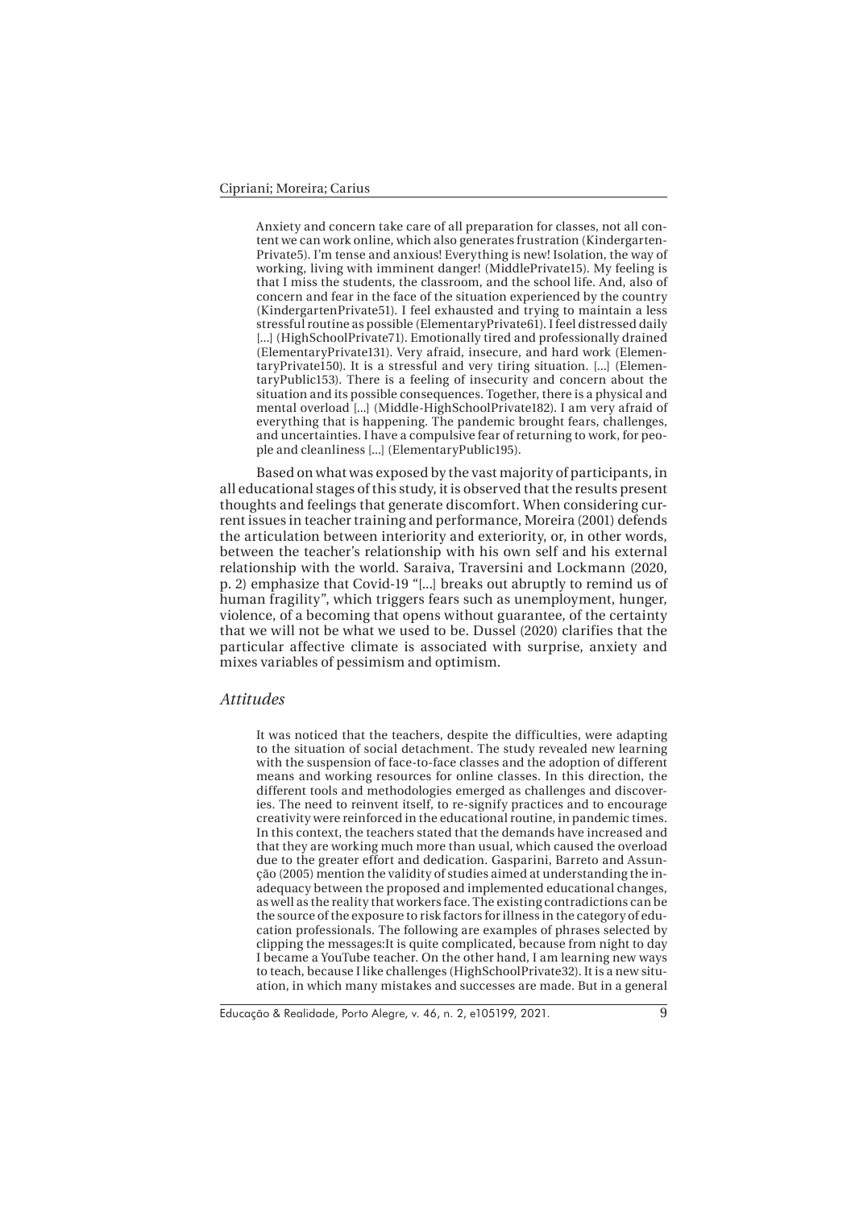> Anxiety and concern take care of all preparation for classes, not all content we can work online, which also generates frustration (KindergartenPrivate5). I'm tense and anxious! Everything is new! Isolation, the way of working, living with imminent danger! (MiddlePrivate15). My feeling is that I miss the students, the classroom, and the school life. And, also of concern and fear in the face of the situation experienced by the country (KindergartenPrivate51). I feel exhausted and trying to maintain a less stressful routine as possible (ElementaryPrivate61). I feel distressed daily [...] (HighSchoolPrivate71). Emotionally tired and professionally drained (ElementaryPrivate131). Very afraid, insecure, and hard work (ElementaryPrivate150). It is a stressful and very tiring situation. [...] (ElementaryPublic153). There is a feeling of insecurity and concern about the situation and its possible consequences. Together, there is a physical and mental overload [...] (Middle-HighSchoolPrivate182). I am very afraid of everything that is happening. The pandemic brought fears, challenges, and uncertainties. I have a compulsive fear of returning to work, for people and cleanliness [...] (ElementaryPublic195).

Based on what was exposed by the vast majority of participants, in all educational stages of this study, it is observed that the results present thoughts and feelings that generate discomfort. When considering current issues in teacher training and performance, Moreira (2001) defends the articulation between interiority and exteriority, or, in other words, between the teacher's relationship with his own self and his external relationship with the world. Saraiva, Traversini and Lockmann (2020, p. 2) emphasize that Covid-19 "[...] breaks out abruptly to remind us of human fragility", which triggers fears such as unemployment, hunger, violence, of a becoming that opens without guarantee, of the certainty that we will not be what we used to be. Dussel (2020) clarifies that the particular affective climate is associated with surprise, anxiety and mixes variables of pessimism and optimism.

### *Attitudes*

> It was noticed that the teachers, despite the difficulties, were adapting to the situation of social detachment. The study revealed new learning with the suspension of face-to-face classes and the adoption of different means and working resources for online classes. In this direction, the different tools and methodologies emerged as challenges and discoveries. The need to reinvent itself, to re-signify practices and to encourage creativity were reinforced in the educational routine, in pandemic times. In this context, the teachers stated that the demands have increased and that they are working much more than usual, which caused the overload due to the greater effort and dedication. Gasparini, Barreto and Assunção (2005) mention the validity of studies aimed at understanding the inadequacy between the proposed and implemented educational changes, as well as the reality that workers face. The existing contradictions can be the source of the exposure to risk factors for illness in the category of education professionals. The following are examples of phrases selected by clipping the messages:It is quite complicated, because from night to day I became a YouTube teacher. On the other hand, I am learning new ways to teach, because I like challenges (HighSchoolPrivate32). It is a new situation, in which many mistakes and successes are made. But in a general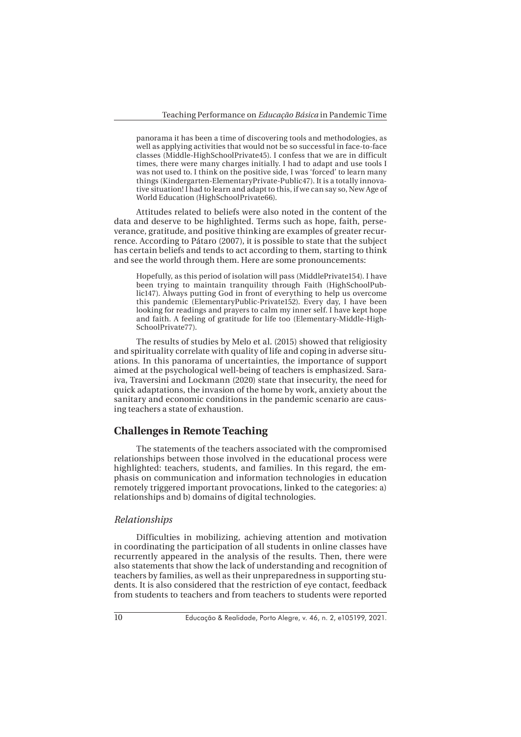> panorama it has been a time of discovering tools and methodologies, as well as applying activities that would not be so successful in face-to-face classes (Middle-HighSchoolPrivate45). I confess that we are in difficult times, there were many charges initially. I had to adapt and use tools I was not used to. I think on the positive side, I was 'forced' to learn many things (Kindergarten-ElementaryPrivate-Public47). It is a totally innovative situation! I had to learn and adapt to this, if we can say so, New Age of World Education (HighSchoolPrivate66).

Attitudes related to beliefs were also noted in the content of the data and deserve to be highlighted. Terms such as hope, faith, perseverance, gratitude, and positive thinking are examples of greater recurrence. According to Pátaro (2007), it is possible to state that the subject has certain beliefs and tends to act according to them, starting to think and see the world through them. Here are some pronouncements:

> Hopefully, as this period of isolation will pass (MiddlePrivate154). I have been trying to maintain tranquility through Faith (HighSchoolPublic147). Always putting God in front of everything to help us overcome this pandemic (ElementaryPublic-Private152). Every day, I have been looking for readings and prayers to calm my inner self. I have kept hope and faith. A feeling of gratitude for life too (Elementary-Middle-HighSchoolPrivate77).

The results of studies by Melo et al. (2015) showed that religiosity and spirituality correlate with quality of life and coping in adverse situations. In this panorama of uncertainties, the importance of support aimed at the psychological well-being of teachers is emphasized. Saraiva, Traversini and Lockmann (2020) state that insecurity, the need for quick adaptations, the invasion of the home by work, anxiety about the sanitary and economic conditions in the pandemic scenario are causing teachers a state of exhaustion.

## Challenges in Remote Teaching

The statements of the teachers associated with the compromised relationships between those involved in the educational process were highlighted: teachers, students, and families. In this regard, the emphasis on communication and information technologies in education remotely triggered important provocations, linked to the categories: a) relationships and b) domains of digital technologies.

### *Relationships*

Difficulties in mobilizing, achieving attention and motivation in coordinating the participation of all students in online classes have recurrently appeared in the analysis of the results. Then, there were also statements that show the lack of understanding and recognition of teachers by families, as well as their unpreparedness in supporting students. It is also considered that the restriction of eye contact, feedback from students to teachers and from teachers to students were reported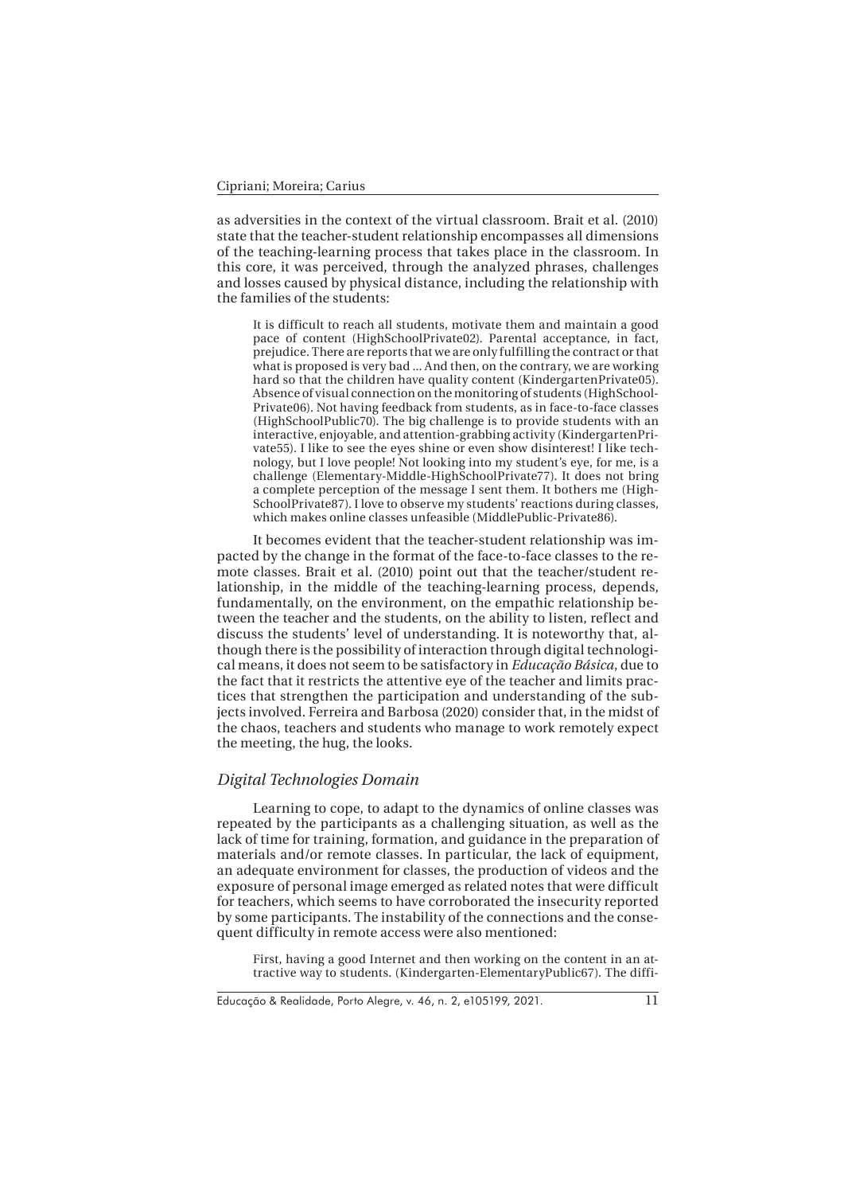as adversities in the context of the virtual classroom. Brait et al. (2010) state that the teacher-student relationship encompasses all dimensions of the teaching-learning process that takes place in the classroom. In this core, it was perceived, through the analyzed phrases, challenges and losses caused by physical distance, including the relationship with the families of the students:

> It is difficult to reach all students, motivate them and maintain a good pace of content (HighSchoolPrivate02). Parental acceptance, in fact, prejudice. There are reports that we are only fulfilling the contract or that what is proposed is very bad ... And then, on the contrary, we are working hard so that the children have quality content (KindergartenPrivate05). Absence of visual connection on the monitoring of students (HighSchool-Private06). Not having feedback from students, as in face-to-face classes (HighSchoolPublic70). The big challenge is to provide students with an interactive, enjoyable, and attention-grabbing activity (KindergartenPrivate55). I like to see the eyes shine or even show disinterest! I like technology, but I love people! Not looking into my student's eye, for me, is a challenge (Elementary-Middle-HighSchoolPrivate77). It does not bring a complete perception of the message I sent them. It bothers me (High-SchoolPrivate87). I love to observe my students' reactions during classes, which makes online classes unfeasible (MiddlePublic-Private86).

It becomes evident that the teacher-student relationship was impacted by the change in the format of the face-to-face classes to the remote classes. Brait et al. (2010) point out that the teacher/student relationship, in the middle of the teaching-learning process, depends, fundamentally, on the environment, on the empathic relationship between the teacher and the students, on the ability to listen, reflect and discuss the students' level of understanding. It is noteworthy that, although there is the possibility of interaction through digital technological means, it does not seem to be satisfactory in *Educação Básica*, due to the fact that it restricts the attentive eye of the teacher and limits practices that strengthen the participation and understanding of the subjects involved. Ferreira and Barbosa (2020) consider that, in the midst of the chaos, teachers and students who manage to work remotely expect the meeting, the hug, the looks.

### *Digital Technologies Domain*

Learning to cope, to adapt to the dynamics of online classes was repeated by the participants as a challenging situation, as well as the lack of time for training, formation, and guidance in the preparation of materials and/or remote classes. In particular, the lack of equipment, an adequate environment for classes, the production of videos and the exposure of personal image emerged as related notes that were difficult for teachers, which seems to have corroborated the insecurity reported by some participants. The instability of the connections and the consequent difficulty in remote access were also mentioned:

> First, having a good Internet and then working on the content in an attractive way to students. (Kindergarten-ElementaryPublic67). The diffi-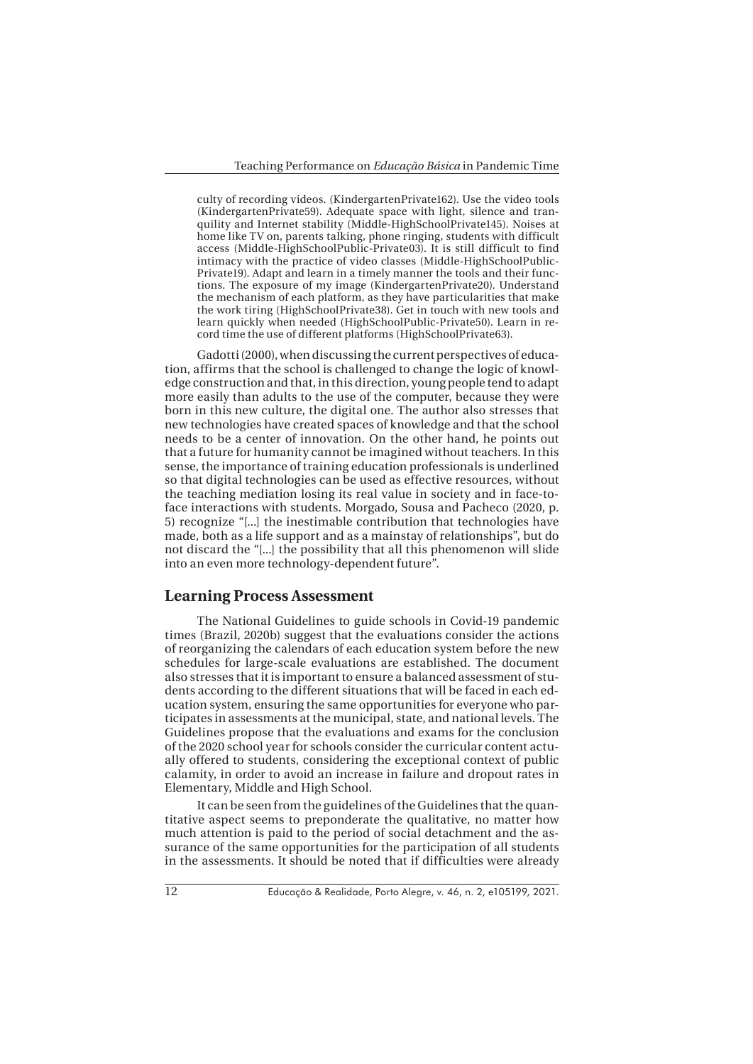culty of recording videos. (KindergartenPrivate162). Use the video tools (KindergartenPrivate59). Adequate space with light, silence and tranquility and Internet stability (Middle-HighSchoolPrivate145). Noises at home like TV on, parents talking, phone ringing, students with difficult access (Middle-HighSchoolPublic-Private03). It is still difficult to find intimacy with the practice of video classes (Middle-HighSchoolPublic-Private19). Adapt and learn in a timely manner the tools and their functions. The exposure of my image (KindergartenPrivate20). Understand the mechanism of each platform, as they have particularities that make the work tiring (HighSchoolPrivate38). Get in touch with new tools and learn quickly when needed (HighSchoolPublic-Private50). Learn in record time the use of different platforms (HighSchoolPrivate63).

Gadotti (2000), when discussing the current perspectives of education, affirms that the school is challenged to change the logic of knowledge construction and that, in this direction, young people tend to adapt more easily than adults to the use of the computer, because they were born in this new culture, the digital one. The author also stresses that new technologies have created spaces of knowledge and that the school needs to be a center of innovation. On the other hand, he points out that a future for humanity cannot be imagined without teachers. In this sense, the importance of training education professionals is underlined so that digital technologies can be used as effective resources, without the teaching mediation losing its real value in society and in face-to-face interactions with students. Morgado, Sousa and Pacheco (2020, p. 5) recognize "[...] the inestimable contribution that technologies have made, both as a life support and as a mainstay of relationships", but do not discard the "[...] the possibility that all this phenomenon will slide into an even more technology-dependent future".

## Learning Process Assessment

The National Guidelines to guide schools in Covid-19 pandemic times (Brazil, 2020b) suggest that the evaluations consider the actions of reorganizing the calendars of each education system before the new schedules for large-scale evaluations are established. The document also stresses that it is important to ensure a balanced assessment of students according to the different situations that will be faced in each education system, ensuring the same opportunities for everyone who participates in assessments at the municipal, state, and national levels. The Guidelines propose that the evaluations and exams for the conclusion of the 2020 school year for schools consider the curricular content actually offered to students, considering the exceptional context of public calamity, in order to avoid an increase in failure and dropout rates in Elementary, Middle and High School.

It can be seen from the guidelines of the Guidelines that the quantitative aspect seems to preponderate the qualitative, no matter how much attention is paid to the period of social detachment and the assurance of the same opportunities for the participation of all students in the assessments. It should be noted that if difficulties were already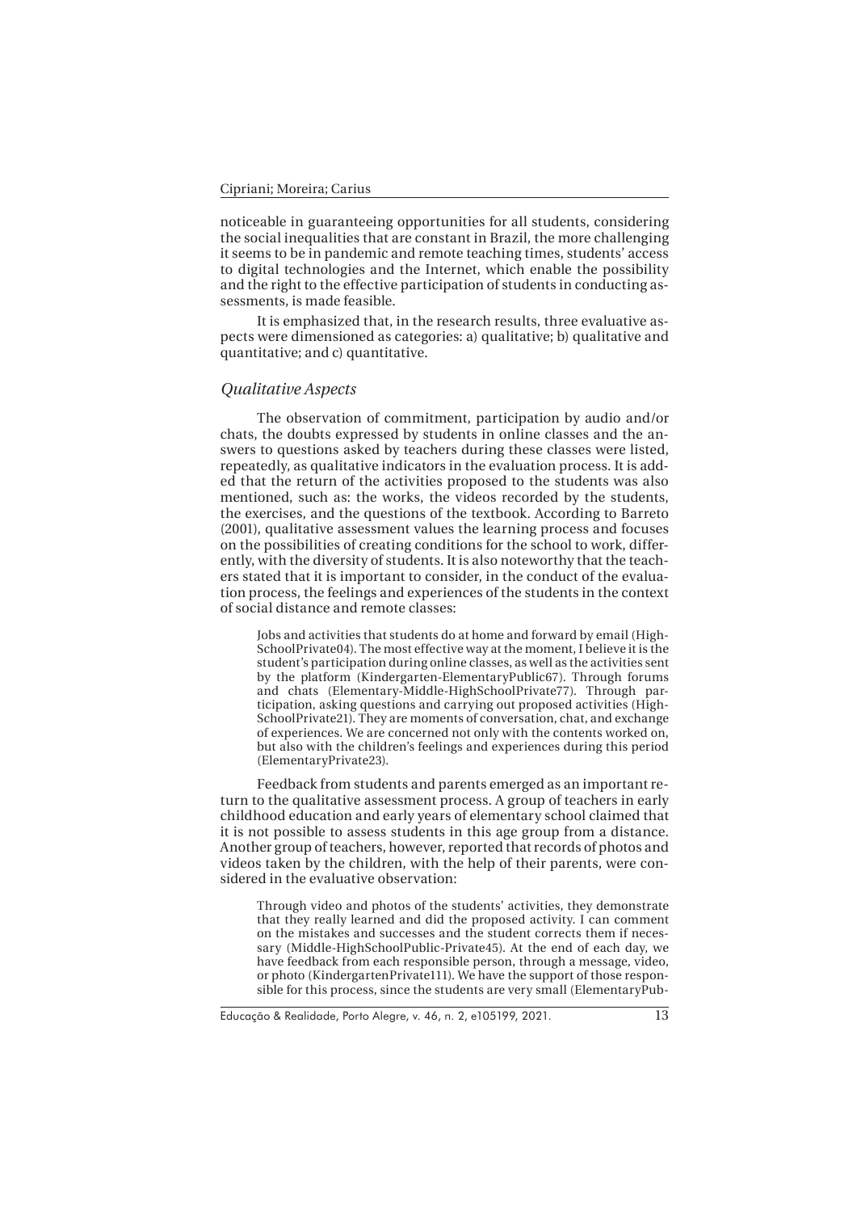noticeable in guaranteeing opportunities for all students, considering the social inequalities that are constant in Brazil, the more challenging it seems to be in pandemic and remote teaching times, students' access to digital technologies and the Internet, which enable the possibility and the right to the effective participation of students in conducting assessments, is made feasible.

It is emphasized that, in the research results, three evaluative aspects were dimensioned as categories: a) qualitative; b) qualitative and quantitative; and c) quantitative.

### *Qualitative Aspects*

The observation of commitment, participation by audio and/or chats, the doubts expressed by students in online classes and the answers to questions asked by teachers during these classes were listed, repeatedly, as qualitative indicators in the evaluation process. It is added that the return of the activities proposed to the students was also mentioned, such as: the works, the videos recorded by the students, the exercises, and the questions of the textbook. According to Barreto (2001), qualitative assessment values the learning process and focuses on the possibilities of creating conditions for the school to work, differently, with the diversity of students. It is also noteworthy that the teachers stated that it is important to consider, in the conduct of the evaluation process, the feelings and experiences of the students in the context of social distance and remote classes:

> Jobs and activities that students do at home and forward by email (HighSchoolPrivate04). The most effective way at the moment, I believe it is the student's participation during online classes, as well as the activities sent by the platform (Kindergarten-ElementaryPublic67). Through forums and chats (Elementary-Middle-HighSchoolPrivate77). Through participation, asking questions and carrying out proposed activities (HighSchoolPrivate21). They are moments of conversation, chat, and exchange of experiences. We are concerned not only with the contents worked on, but also with the children's feelings and experiences during this period (ElementaryPrivate23).

Feedback from students and parents emerged as an important return to the qualitative assessment process. A group of teachers in early childhood education and early years of elementary school claimed that it is not possible to assess students in this age group from a distance. Another group of teachers, however, reported that records of photos and videos taken by the children, with the help of their parents, were considered in the evaluative observation:

> Through video and photos of the students' activities, they demonstrate that they really learned and did the proposed activity. I can comment on the mistakes and successes and the student corrects them if necessary (Middle-HighSchoolPublic-Private45). At the end of each day, we have feedback from each responsible person, through a message, video, or photo (KindergartenPrivate111). We have the support of those responsible for this process, since the students are very small (ElementaryPub-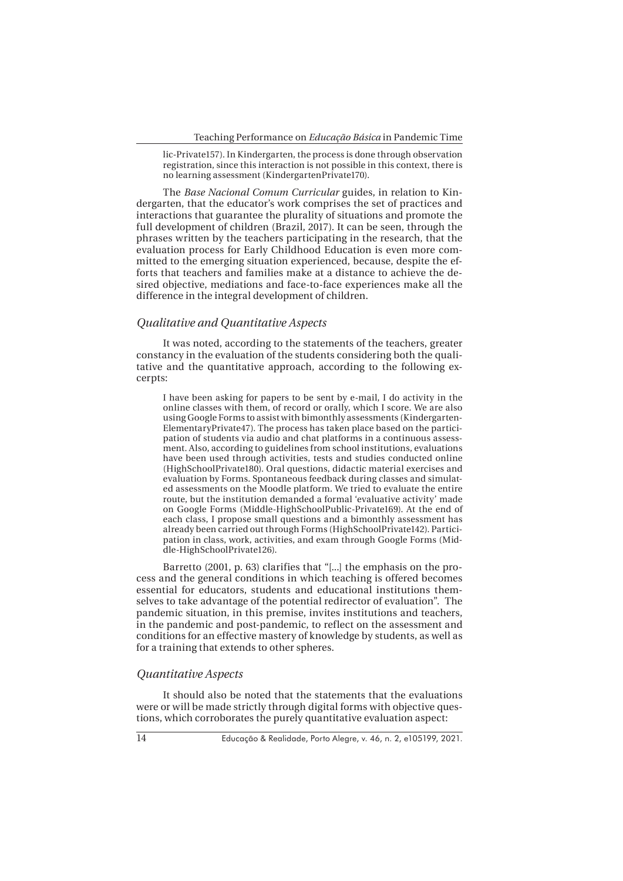lic-Private157). In Kindergarten, the process is done through observation registration, since this interaction is not possible in this context, there is no learning assessment (KindergartenPrivate170).

The *Base Nacional Comum Curricular* guides, in relation to Kindergarten, that the educator's work comprises the set of practices and interactions that guarantee the plurality of situations and promote the full development of children (Brazil, 2017). It can be seen, through the phrases written by the teachers participating in the research, that the evaluation process for Early Childhood Education is even more committed to the emerging situation experienced, because, despite the efforts that teachers and families make at a distance to achieve the desired objective, mediations and face-to-face experiences make all the difference in the integral development of children.

### *Qualitative and Quantitative Aspects*

It was noted, according to the statements of the teachers, greater constancy in the evaluation of the students considering both the qualitative and the quantitative approach, according to the following excerpts:

> I have been asking for papers to be sent by e-mail, I do activity in the online classes with them, of record or orally, which I score. We are also using Google Forms to assist with bimonthly assessments (Kindergarten-ElementaryPrivate47). The process has taken place based on the participation of students via audio and chat platforms in a continuous assessment. Also, according to guidelines from school institutions, evaluations have been used through activities, tests and studies conducted online (HighSchoolPrivate180). Oral questions, didactic material exercises and evaluation by Forms. Spontaneous feedback during classes and simulated assessments on the Moodle platform. We tried to evaluate the entire route, but the institution demanded a formal 'evaluative activity' made on Google Forms (Middle-HighSchoolPublic-Private169). At the end of each class, I propose small questions and a bimonthly assessment has already been carried out through Forms (HighSchoolPrivate142). Participation in class, work, activities, and exam through Google Forms (Middle-HighSchoolPrivate126).

Barretto (2001, p. 63) clarifies that "[...] the emphasis on the process and the general conditions in which teaching is offered becomes essential for educators, students and educational institutions themselves to take advantage of the potential redirector of evaluation". The pandemic situation, in this premise, invites institutions and teachers, in the pandemic and post-pandemic, to reflect on the assessment and conditions for an effective mastery of knowledge by students, as well as for a training that extends to other spheres.

### *Quantitative Aspects*

It should also be noted that the statements that the evaluations were or will be made strictly through digital forms with objective questions, which corroborates the purely quantitative evaluation aspect: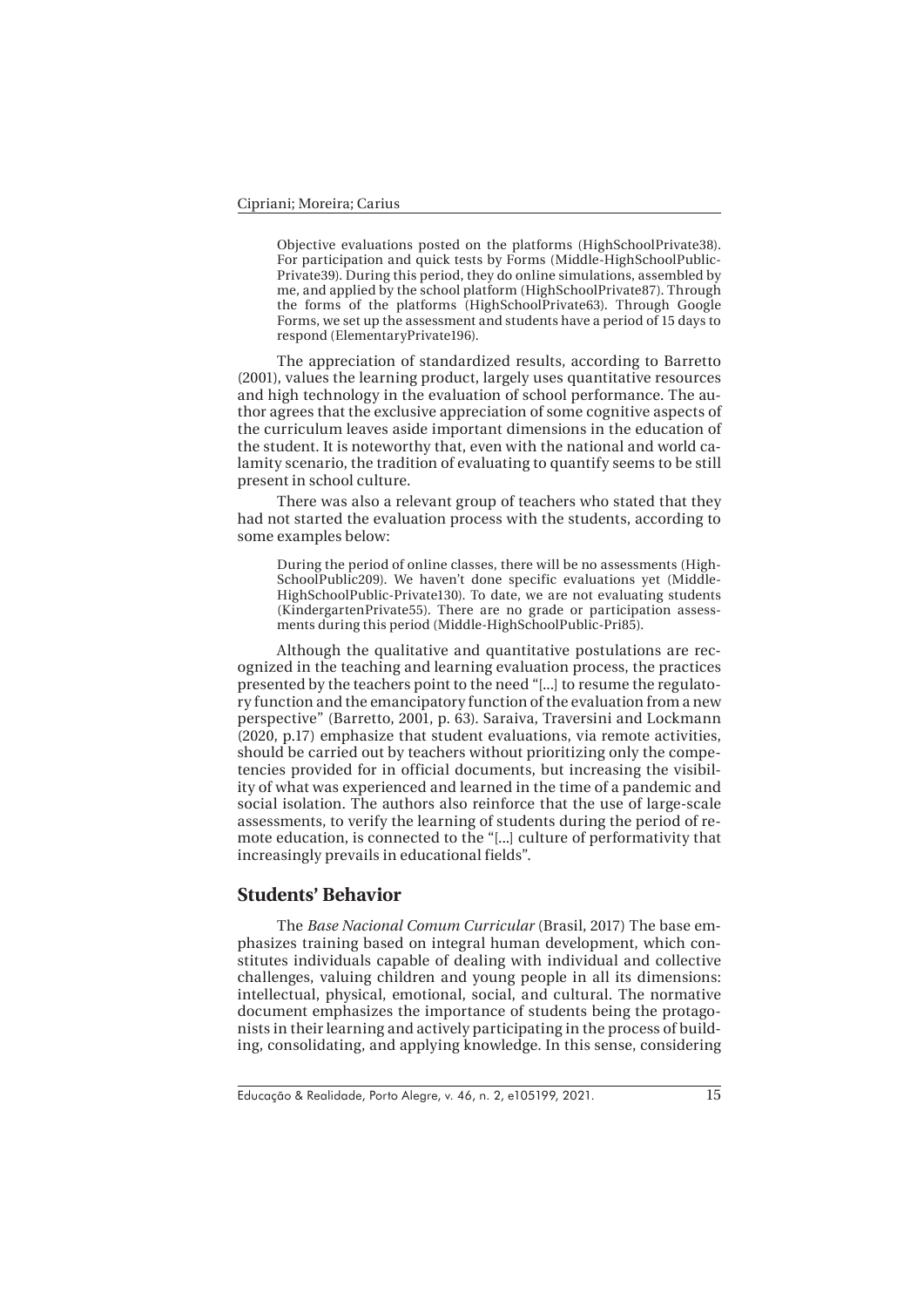> Objective evaluations posted on the platforms (HighSchoolPrivate38). For participation and quick tests by Forms (Middle-HighSchoolPublic-Private39). During this period, they do online simulations, assembled by me, and applied by the school platform (HighSchoolPrivate87). Through the forms of the platforms (HighSchoolPrivate63). Through Google Forms, we set up the assessment and students have a period of 15 days to respond (ElementaryPrivate196).

The appreciation of standardized results, according to Barretto (2001), values the learning product, largely uses quantitative resources and high technology in the evaluation of school performance. The author agrees that the exclusive appreciation of some cognitive aspects of the curriculum leaves aside important dimensions in the education of the student. It is noteworthy that, even with the national and world calamity scenario, the tradition of evaluating to quantify seems to be still present in school culture.

There was also a relevant group of teachers who stated that they had not started the evaluation process with the students, according to some examples below:

> During the period of online classes, there will be no assessments (HighSchoolPublic209). We haven't done specific evaluations yet (Middle-HighSchoolPublic-Private130). To date, we are not evaluating students (KindergartenPrivate55). There are no grade or participation assessments during this period (Middle-HighSchoolPublic-Pri85).

Although the qualitative and quantitative postulations are recognized in the teaching and learning evaluation process, the practices presented by the teachers point to the need "[...] to resume the regulatory function and the emancipatory function of the evaluation from a new perspective" (Barretto, 2001, p. 63). Saraiva, Traversini and Lockmann (2020, p.17) emphasize that student evaluations, via remote activities, should be carried out by teachers without prioritizing only the competencies provided for in official documents, but increasing the visibility of what was experienced and learned in the time of a pandemic and social isolation. The authors also reinforce that the use of large-scale assessments, to verify the learning of students during the period of remote education, is connected to the "[...] culture of performativity that increasingly prevails in educational fields".

## Students' Behavior

The *Base Nacional Comum Curricular* (Brasil, 2017) The base emphasizes training based on integral human development, which constitutes individuals capable of dealing with individual and collective challenges, valuing children and young people in all its dimensions: intellectual, physical, emotional, social, and cultural. The normative document emphasizes the importance of students being the protagonists in their learning and actively participating in the process of building, consolidating, and applying knowledge. In this sense, considering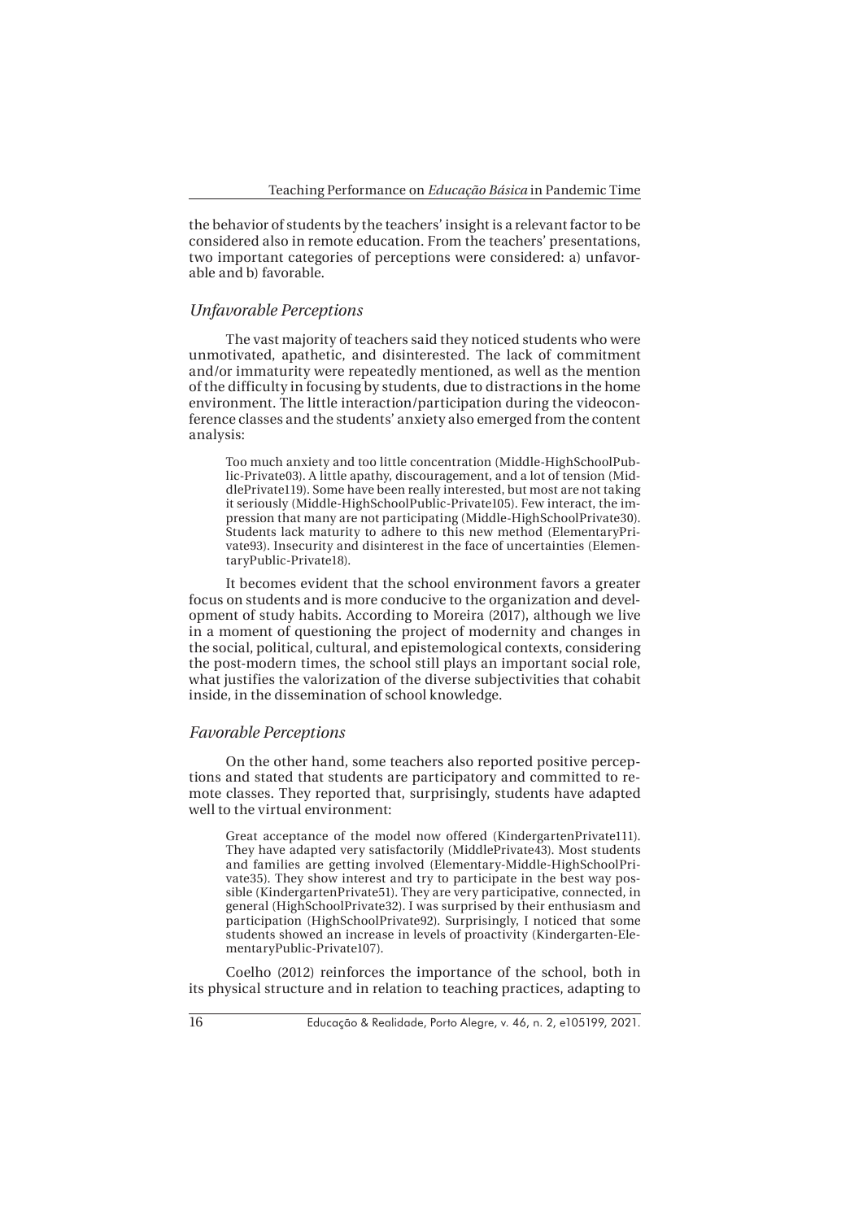the behavior of students by the teachers' insight is a relevant factor to be considered also in remote education. From the teachers' presentations, two important categories of perceptions were considered: a) unfavorable and b) favorable.

### *Unfavorable Perceptions*

The vast majority of teachers said they noticed students who were unmotivated, apathetic, and disinterested. The lack of commitment and/or immaturity were repeatedly mentioned, as well as the mention of the difficulty in focusing by students, due to distractions in the home environment. The little interaction/participation during the videoconference classes and the students' anxiety also emerged from the content analysis:

> Too much anxiety and too little concentration (Middle-HighSchoolPublic-Private03). A little apathy, discouragement, and a lot of tension (MiddlePrivate119). Some have been really interested, but most are not taking it seriously (Middle-HighSchoolPublic-Private105). Few interact, the impression that many are not participating (Middle-HighSchoolPrivate30). Students lack maturity to adhere to this new method (ElementaryPrivate93). Insecurity and disinterest in the face of uncertainties (ElementaryPublic-Private18).

It becomes evident that the school environment favors a greater focus on students and is more conducive to the organization and development of study habits. According to Moreira (2017), although we live in a moment of questioning the project of modernity and changes in the social, political, cultural, and epistemological contexts, considering the post-modern times, the school still plays an important social role, what justifies the valorization of the diverse subjectivities that cohabit inside, in the dissemination of school knowledge.

### *Favorable Perceptions*

On the other hand, some teachers also reported positive perceptions and stated that students are participatory and committed to remote classes. They reported that, surprisingly, students have adapted well to the virtual environment:

> Great acceptance of the model now offered (KindergartenPrivate111). They have adapted very satisfactorily (MiddlePrivate43). Most students and families are getting involved (Elementary-Middle-HighSchoolPrivate35). They show interest and try to participate in the best way possible (KindergartenPrivate51). They are very participative, connected, in general (HighSchoolPrivate32). I was surprised by their enthusiasm and participation (HighSchoolPrivate92). Surprisingly, I noticed that some students showed an increase in levels of proactivity (Kindergarten-ElementaryPublic-Private107).

Coelho (2012) reinforces the importance of the school, both in its physical structure and in relation to teaching practices, adapting to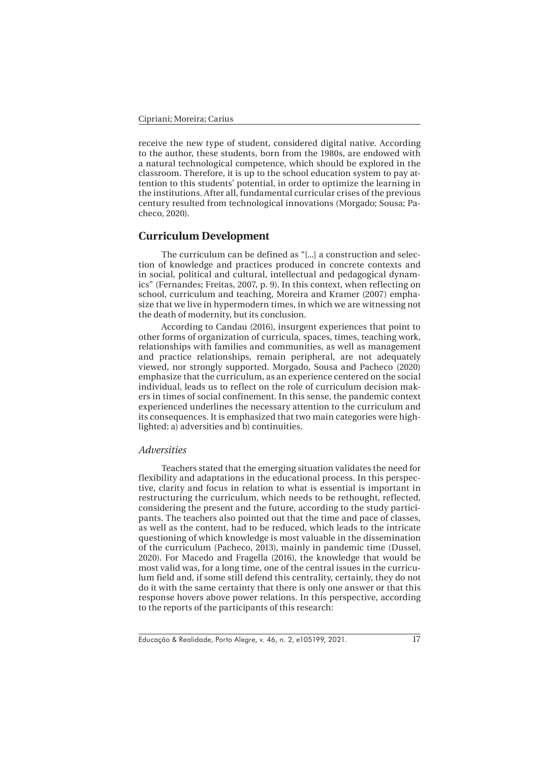receive the new type of student, considered digital native. According to the author, these students, born from the 1980s, are endowed with a natural technological competence, which should be explored in the classroom. Therefore, it is up to the school education system to pay attention to this students' potential, in order to optimize the learning in the institutions. After all, fundamental curricular crises of the previous century resulted from technological innovations (Morgado; Sousa; Pacheco, 2020).

## Curriculum Development

The curriculum can be defined as "[...] a construction and selection of knowledge and practices produced in concrete contexts and in social, political and cultural, intellectual and pedagogical dynamics" (Fernandes; Freitas, 2007, p. 9). In this context, when reflecting on school, curriculum and teaching, Moreira and Kramer (2007) emphasize that we live in hypermodern times, in which we are witnessing not the death of modernity, but its conclusion.

According to Candau (2016), insurgent experiences that point to other forms of organization of curricula, spaces, times, teaching work, relationships with families and communities, as well as management and practice relationships, remain peripheral, are not adequately viewed, nor strongly supported. Morgado, Sousa and Pacheco (2020) emphasize that the curriculum, as an experience centered on the social individual, leads us to reflect on the role of curriculum decision makers in times of social confinement. In this sense, the pandemic context experienced underlines the necessary attention to the curriculum and its consequences. It is emphasized that two main categories were highlighted: a) adversities and b) continuities.

### *Adversities*

Teachers stated that the emerging situation validates the need for flexibility and adaptations in the educational process. In this perspective, clarity and focus in relation to what is essential is important in restructuring the curriculum, which needs to be rethought, reflected, considering the present and the future, according to the study participants. The teachers also pointed out that the time and pace of classes, as well as the content, had to be reduced, which leads to the intricate questioning of which knowledge is most valuable in the dissemination of the curriculum (Pacheco, 2013), mainly in pandemic time (Dussel, 2020). For Macedo and Fragella (2016), the knowledge that would be most valid was, for a long time, one of the central issues in the curriculum field and, if some still defend this centrality, certainly, they do not do it with the same certainty that there is only one answer or that this response hovers above power relations. In this perspective, according to the reports of the participants of this research: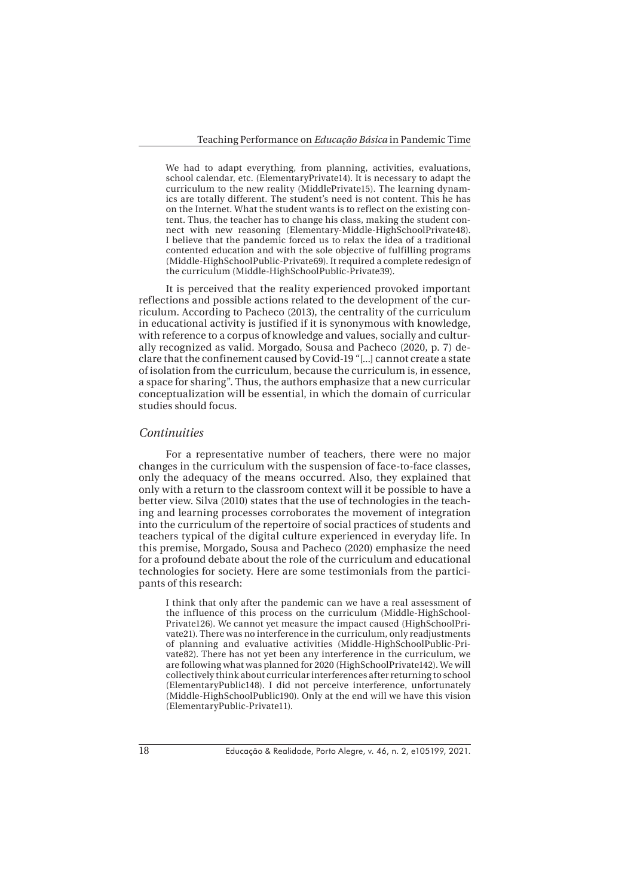> We had to adapt everything, from planning, activities, evaluations, school calendar, etc. (ElementaryPrivate14). It is necessary to adapt the curriculum to the new reality (MiddlePrivate15). The learning dynamics are totally different. The student's need is not content. This he has on the Internet. What the student wants is to reflect on the existing content. Thus, the teacher has to change his class, making the student connect with new reasoning (Elementary-Middle-HighSchoolPrivate48). I believe that the pandemic forced us to relax the idea of a traditional contented education and with the sole objective of fulfilling programs (Middle-HighSchoolPublic-Private69). It required a complete redesign of the curriculum (Middle-HighSchoolPublic-Private39).

It is perceived that the reality experienced provoked important reflections and possible actions related to the development of the curriculum. According to Pacheco (2013), the centrality of the curriculum in educational activity is justified if it is synonymous with knowledge, with reference to a corpus of knowledge and values, socially and culturally recognized as valid. Morgado, Sousa and Pacheco (2020, p. 7) declare that the confinement caused by Covid-19 "[...] cannot create a state of isolation from the curriculum, because the curriculum is, in essence, a space for sharing". Thus, the authors emphasize that a new curricular conceptualization will be essential, in which the domain of curricular studies should focus.

### *Continuities*

For a representative number of teachers, there were no major changes in the curriculum with the suspension of face-to-face classes, only the adequacy of the means occurred. Also, they explained that only with a return to the classroom context will it be possible to have a better view. Silva (2010) states that the use of technologies in the teaching and learning processes corroborates the movement of integration into the curriculum of the repertoire of social practices of students and teachers typical of the digital culture experienced in everyday life. In this premise, Morgado, Sousa and Pacheco (2020) emphasize the need for a profound debate about the role of the curriculum and educational technologies for society. Here are some testimonials from the participants of this research:

> I think that only after the pandemic can we have a real assessment of the influence of this process on the curriculum (Middle-HighSchool-Private126). We cannot yet measure the impact caused (HighSchoolPrivate21). There was no interference in the curriculum, only readjustments of planning and evaluative activities (Middle-HighSchoolPublic-Private82). There has not yet been any interference in the curriculum, we are following what was planned for 2020 (HighSchoolPrivate142). We will collectively think about curricular interferences after returning to school (ElementaryPublic148). I did not perceive interference, unfortunately (Middle-HighSchoolPublic190). Only at the end will we have this vision (ElementaryPublic-Private11).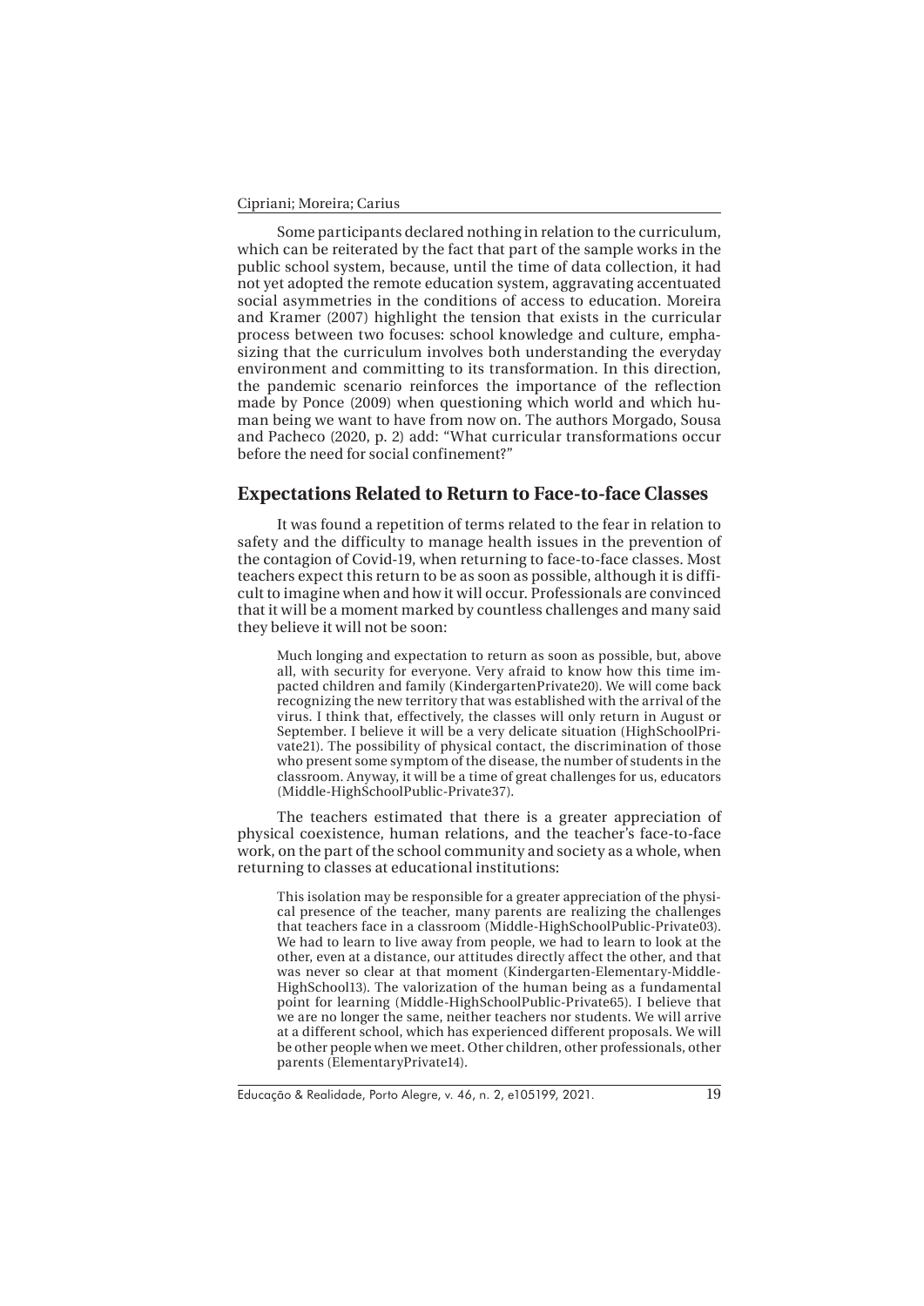Some participants declared nothing in relation to the curriculum, which can be reiterated by the fact that part of the sample works in the public school system, because, until the time of data collection, it had not yet adopted the remote education system, aggravating accentuated social asymmetries in the conditions of access to education. Moreira and Kramer (2007) highlight the tension that exists in the curricular process between two focuses: school knowledge and culture, emphasizing that the curriculum involves both understanding the everyday environment and committing to its transformation. In this direction, the pandemic scenario reinforces the importance of the reflection made by Ponce (2009) when questioning which world and which human being we want to have from now on. The authors Morgado, Sousa and Pacheco (2020, p. 2) add: "What curricular transformations occur before the need for social confinement?"

## Expectations Related to Return to Face-to-face Classes

It was found a repetition of terms related to the fear in relation to safety and the difficulty to manage health issues in the prevention of the contagion of Covid-19, when returning to face-to-face classes. Most teachers expect this return to be as soon as possible, although it is difficult to imagine when and how it will occur. Professionals are convinced that it will be a moment marked by countless challenges and many said they believe it will not be soon:

> Much longing and expectation to return as soon as possible, but, above all, with security for everyone. Very afraid to know how this time impacted children and family (KindergartenPrivate20). We will come back recognizing the new territory that was established with the arrival of the virus. I think that, effectively, the classes will only return in August or September. I believe it will be a very delicate situation (HighSchoolPrivate21). The possibility of physical contact, the discrimination of those who present some symptom of the disease, the number of students in the classroom. Anyway, it will be a time of great challenges for us, educators (Middle-HighSchoolPublic-Private37).

The teachers estimated that there is a greater appreciation of physical coexistence, human relations, and the teacher's face-to-face work, on the part of the school community and society as a whole, when returning to classes at educational institutions:

> This isolation may be responsible for a greater appreciation of the physical presence of the teacher, many parents are realizing the challenges that teachers face in a classroom (Middle-HighSchoolPublic-Private03). We had to learn to live away from people, we had to learn to look at the other, even at a distance, our attitudes directly affect the other, and that was never so clear at that moment (Kindergarten-Elementary-Middle-HighSchool13). The valorization of the human being as a fundamental point for learning (Middle-HighSchoolPublic-Private65). I believe that we are no longer the same, neither teachers nor students. We will arrive at a different school, which has experienced different proposals. We will be other people when we meet. Other children, other professionals, other parents (ElementaryPrivate14).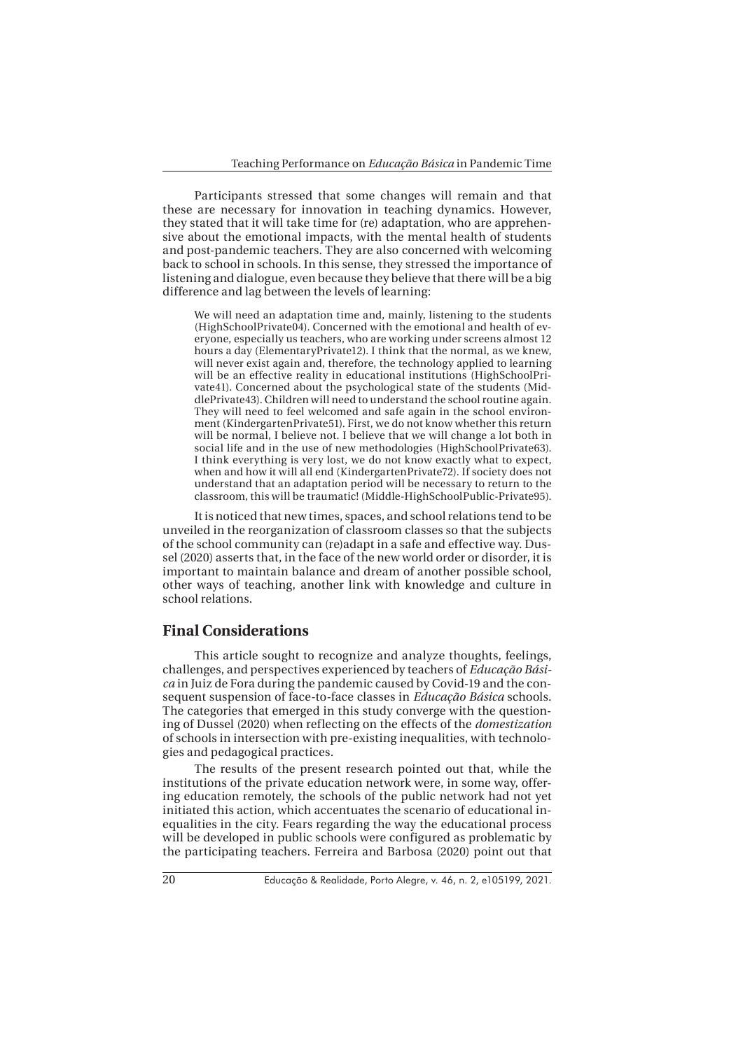Participants stressed that some changes will remain and that these are necessary for innovation in teaching dynamics. However, they stated that it will take time for (re) adaptation, who are apprehensive about the emotional impacts, with the mental health of students and post-pandemic teachers. They are also concerned with welcoming back to school in schools. In this sense, they stressed the importance of listening and dialogue, even because they believe that there will be a big difference and lag between the levels of learning:

> We will need an adaptation time and, mainly, listening to the students (HighSchoolPrivate04). Concerned with the emotional and health of everyone, especially us teachers, who are working under screens almost 12 hours a day (ElementaryPrivate12). I think that the normal, as we knew, will never exist again and, therefore, the technology applied to learning will be an effective reality in educational institutions (HighSchoolPrivate41). Concerned about the psychological state of the students (MiddlePrivate43). Children will need to understand the school routine again. They will need to feel welcomed and safe again in the school environment (KindergartenPrivate51). First, we do not know whether this return will be normal, I believe not. I believe that we will change a lot both in social life and in the use of new methodologies (HighSchoolPrivate63). I think everything is very lost, we do not know exactly what to expect, when and how it will all end (KindergartenPrivate72). If society does not understand that an adaptation period will be necessary to return to the classroom, this will be traumatic! (Middle-HighSchoolPublic-Private95).

It is noticed that new times, spaces, and school relations tend to be unveiled in the reorganization of classroom classes so that the subjects of the school community can (re)adapt in a safe and effective way. Dussel (2020) asserts that, in the face of the new world order or disorder, it is important to maintain balance and dream of another possible school, other ways of teaching, another link with knowledge and culture in school relations.

## Final Considerations

This article sought to recognize and analyze thoughts, feelings, challenges, and perspectives experienced by teachers of *Educação Básica* in Juiz de Fora during the pandemic caused by Covid-19 and the consequent suspension of face-to-face classes in *Educação Básica* schools. The categories that emerged in this study converge with the questioning of Dussel (2020) when reflecting on the effects of the *domestization* of schools in intersection with pre-existing inequalities, with technologies and pedagogical practices.

The results of the present research pointed out that, while the institutions of the private education network were, in some way, offering education remotely, the schools of the public network had not yet initiated this action, which accentuates the scenario of educational inequalities in the city. Fears regarding the way the educational process will be developed in public schools were configured as problematic by the participating teachers. Ferreira and Barbosa (2020) point out that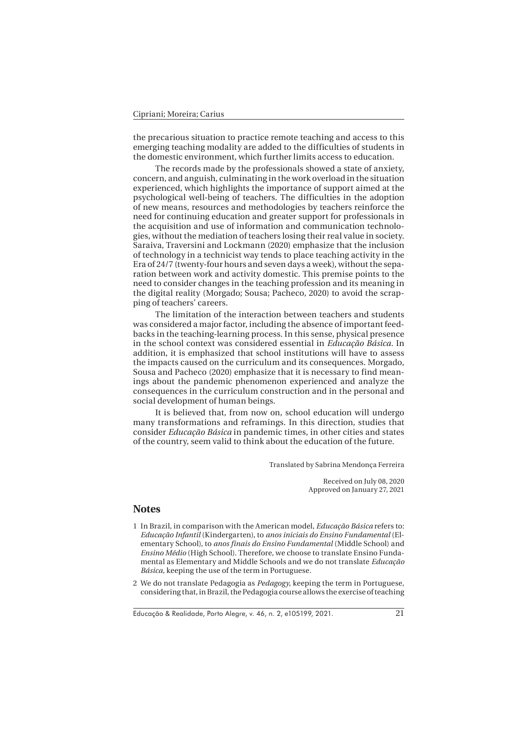the precarious situation to practice remote teaching and access to this emerging teaching modality are added to the difficulties of students in the domestic environment, which further limits access to education.

The records made by the professionals showed a state of anxiety, concern, and anguish, culminating in the work overload in the situation experienced, which highlights the importance of support aimed at the psychological well-being of teachers. The difficulties in the adoption of new means, resources and methodologies by teachers reinforce the need for continuing education and greater support for professionals in the acquisition and use of information and communication technologies, without the mediation of teachers losing their real value in society. Saraiva, Traversini and Lockmann (2020) emphasize that the inclusion of technology in a technicist way tends to place teaching activity in the Era of 24/7 (twenty-four hours and seven days a week), without the separation between work and activity domestic. This premise points to the need to consider changes in the teaching profession and its meaning in the digital reality (Morgado; Sousa; Pacheco, 2020) to avoid the scrapping of teachers' careers.

The limitation of the interaction between teachers and students was considered a major factor, including the absence of important feedbacks in the teaching-learning process. In this sense, physical presence in the school context was considered essential in *Educação Básica*. In addition, it is emphasized that school institutions will have to assess the impacts caused on the curriculum and its consequences. Morgado, Sousa and Pacheco (2020) emphasize that it is necessary to find meanings about the pandemic phenomenon experienced and analyze the consequences in the curriculum construction and in the personal and social development of human beings.

It is believed that, from now on, school education will undergo many transformations and reframings. In this direction, studies that consider *Educação Básica* in pandemic times, in other cities and states of the country, seem valid to think about the education of the future.

Translated by Sabrina Mendonça Ferreira

Received on July 08, 2020
Approved on January 27, 2021

## Notes

1 In Brazil, in comparison with the American model, *Educação Básica* refers to: *Educação Infantil* (Kindergarten), to *anos iniciais do Ensino Fundamental* (Elementary School), to *anos finais do Ensino Fundamental* (Middle School) and *Ensino Médio* (High School). Therefore, we choose to translate Ensino Fundamental as Elementary and Middle Schools and we do not translate *Educação Básica*, keeping the use of the term in Portuguese.

2 We do not translate Pedagogia as *Pedagogy*, keeping the term in Portuguese, considering that, in Brazil, the Pedagogia course allows the exercise of teaching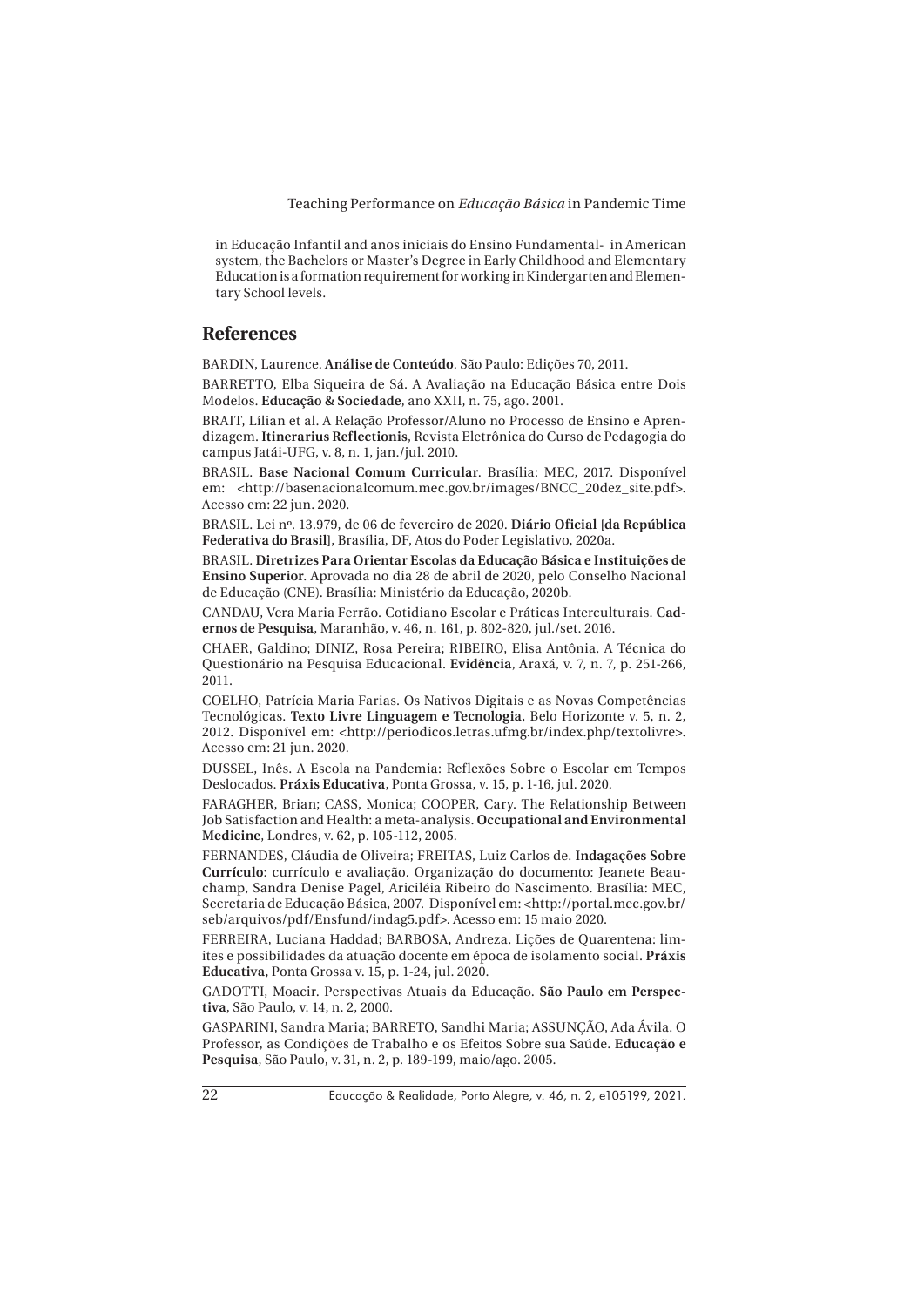in Educação Infantil and anos iniciais do Ensino Fundamental- in American system, the Bachelors or Master's Degree in Early Childhood and Elementary Education is a formation requirement for working in Kindergarten and Elementary School levels.

## References

BARDIN, Laurence. **Análise de Conteúdo**. São Paulo: Edições 70, 2011.

BARRETTO, Elba Siqueira de Sá. A Avaliação na Educação Básica entre Dois Modelos. **Educação & Sociedade**, ano XXII, n. 75, ago. 2001.

BRAIT, Lílian et al. A Relação Professor/Aluno no Processo de Ensino e Aprendizagem. **Itinerarius Reflectionis**, Revista Eletrônica do Curso de Pedagogia do campus Jatái-UFG, v. 8, n. 1, jan./jul. 2010.

BRASIL. **Base Nacional Comum Curricular**. Brasília: MEC, 2017. Disponível em: <http://basenacionalcomum.mec.gov.br/images/BNCC_20dez_site.pdf>. Acesso em: 22 jun. 2020.

BRASIL. Lei nº. 13.979, de 06 de fevereiro de 2020. **Diário Oficial** [**da República Federativa do Brasil**], Brasília, DF, Atos do Poder Legislativo, 2020a.

BRASIL. **Diretrizes Para Orientar Escolas da Educação Básica e Instituições de Ensino Superior**. Aprovada no dia 28 de abril de 2020, pelo Conselho Nacional de Educação (CNE). Brasília: Ministério da Educação, 2020b.

CANDAU, Vera Maria Ferrão. Cotidiano Escolar e Práticas Interculturais. **Cadernos de Pesquisa**, Maranhão, v. 46, n. 161, p. 802-820, jul./set. 2016.

CHAER, Galdino; DINIZ, Rosa Pereira; RIBEIRO, Elisa Antônia. A Técnica do Questionário na Pesquisa Educacional. **Evidência**, Araxá, v. 7, n. 7, p. 251-266, 2011.

COELHO, Patrícia Maria Farias. Os Nativos Digitais e as Novas Competências Tecnológicas. **Texto Livre Linguagem e Tecnologia**, Belo Horizonte v. 5, n. 2, 2012. Disponível em: <http://periodicos.letras.ufmg.br/index.php/textolivre>. Acesso em: 21 jun. 2020.

DUSSEL, Inês. A Escola na Pandemia: Reflexões Sobre o Escolar em Tempos Deslocados. **Práxis Educativa**, Ponta Grossa, v. 15, p. 1-16, jul. 2020.

FARAGHER, Brian; CASS, Monica; COOPER, Cary. The Relationship Between Job Satisfaction and Health: a meta-analysis. **Occupational and Environmental Medicine**, Londres, v. 62, p. 105-112, 2005.

FERNANDES, Cláudia de Oliveira; FREITAS, Luiz Carlos de. **Indagações Sobre Currículo**: currículo e avaliação. Organização do documento: Jeanete Beauchamp, Sandra Denise Pagel, Ariciléia Ribeiro do Nascimento. Brasília: MEC, Secretaria de Educação Básica, 2007. Disponível em: <http://portal.mec.gov.br/seb/arquivos/pdf/Ensfund/indag5.pdf>. Acesso em: 15 maio 2020.

FERREIRA, Luciana Haddad; BARBOSA, Andreza. Lições de Quarentena: limites e possibilidades da atuação docente em época de isolamento social. **Práxis Educativa**, Ponta Grossa v. 15, p. 1-24, jul. 2020.

GADOTTI, Moacir. Perspectivas Atuais da Educação. **São Paulo em Perspectiva**, São Paulo, v. 14, n. 2, 2000.

GASPARINI, Sandra Maria; BARRETO, Sandhi Maria; ASSUNÇÃO, Ada Ávila. O Professor, as Condições de Trabalho e os Efeitos Sobre sua Saúde. **Educação e Pesquisa**, São Paulo, v. 31, n. 2, p. 189-199, maio/ago. 2005.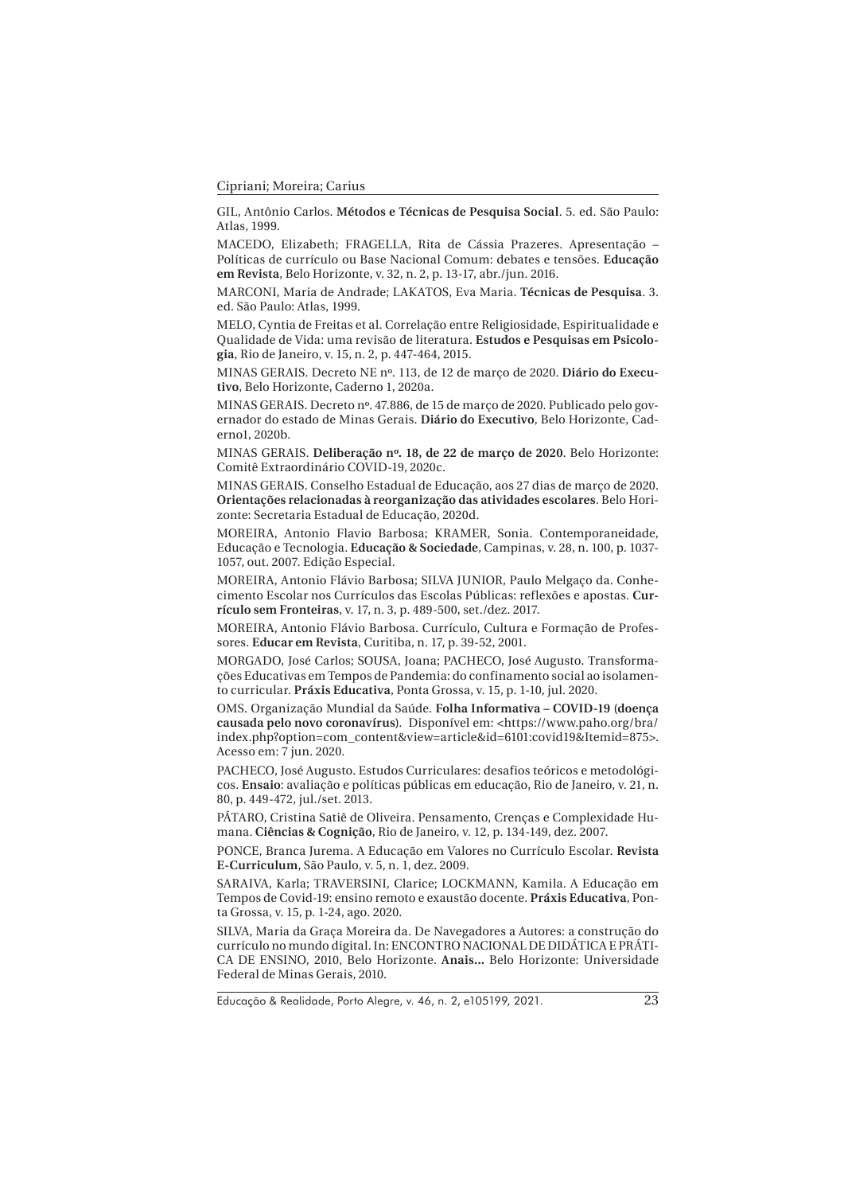GIL, Antônio Carlos. **Métodos e Técnicas de Pesquisa Social**. 5. ed. São Paulo: Atlas, 1999.

MACEDO, Elizabeth; FRAGELLA, Rita de Cássia Prazeres. Apresentação – Políticas de currículo ou Base Nacional Comum: debates e tensões. **Educação em Revista**, Belo Horizonte, v. 32, n. 2, p. 13-17, abr./jun. 2016.

MARCONI, Maria de Andrade; LAKATOS, Eva Maria. **Técnicas de Pesquisa**. 3. ed. São Paulo: Atlas, 1999.

MELO, Cyntia de Freitas et al. Correlação entre Religiosidade, Espiritualidade e Qualidade de Vida: uma revisão de literatura. **Estudos e Pesquisas em Psicologia**, Rio de Janeiro, v. 15, n. 2, p. 447-464, 2015.

MINAS GERAIS. Decreto NE nº. 113, de 12 de março de 2020. **Diário do Executivo**, Belo Horizonte, Caderno 1, 2020a.

MINAS GERAIS. Decreto nº. 47.886, de 15 de março de 2020. Publicado pelo governador do estado de Minas Gerais. **Diário do Executivo**, Belo Horizonte, Caderno1, 2020b.

MINAS GERAIS. **Deliberação nº. 18, de 22 de março de 2020**. Belo Horizonte: Comitê Extraordinário COVID-19, 2020c.

MINAS GERAIS. Conselho Estadual de Educação, aos 27 dias de março de 2020. **Orientações relacionadas à reorganização das atividades escolares**. Belo Horizonte: Secretaria Estadual de Educação, 2020d.

MOREIRA, Antonio Flavio Barbosa; KRAMER, Sonia. Contemporaneidade, Educação e Tecnologia. **Educação & Sociedade**, Campinas, v. 28, n. 100, p. 1037-1057, out. 2007. Edição Especial.

MOREIRA, Antonio Flávio Barbosa; SILVA JUNIOR, Paulo Melgaço da. Conhecimento Escolar nos Currículos das Escolas Públicas: reflexões e apostas. **Currículo sem Fronteiras**, v. 17, n. 3, p. 489-500, set./dez. 2017.

MOREIRA, Antonio Flávio Barbosa. Currículo, Cultura e Formação de Professores. **Educar em Revista**, Curitiba, n. 17, p. 39-52, 2001.

MORGADO, José Carlos; SOUSA, Joana; PACHECO, José Augusto. Transformações Educativas em Tempos de Pandemia: do confinamento social ao isolamento curricular. **Práxis Educativa**, Ponta Grossa, v. 15, p. 1-10, jul. 2020.

OMS. Organização Mundial da Saúde. **Folha Informativa – COVID-19 (doença causada pelo novo coronavírus)**. Disponível em: <https://www.paho.org/bra/index.php?option=com_content&view=article&id=6101:covid19&Itemid=875>. Acesso em: 7 jun. 2020.

PACHECO, José Augusto. Estudos Curriculares: desafios teóricos e metodológicos. **Ensaio**: avaliação e políticas públicas em educação, Rio de Janeiro, v. 21, n. 80, p. 449-472, jul./set. 2013.

PÁTARO, Cristina Satiê de Oliveira. Pensamento, Crenças e Complexidade Humana. **Ciências & Cognição**, Rio de Janeiro, v. 12, p. 134-149, dez. 2007.

PONCE, Branca Jurema. A Educação em Valores no Currículo Escolar. **Revista E-Curriculum**, São Paulo, v. 5, n. 1, dez. 2009.

SARAIVA, Karla; TRAVERSINI, Clarice; LOCKMANN, Kamila. A Educação em Tempos de Covid-19: ensino remoto e exaustão docente. **Práxis Educativa**, Ponta Grossa, v. 15, p. 1-24, ago. 2020.

SILVA, Maria da Graça Moreira da. De Navegadores a Autores: a construção do currículo no mundo digital. In: ENCONTRO NACIONAL DE DIDÁTICA E PRÁTICA DE ENSINO, 2010, Belo Horizonte. **Anais...** Belo Horizonte: Universidade Federal de Minas Gerais, 2010.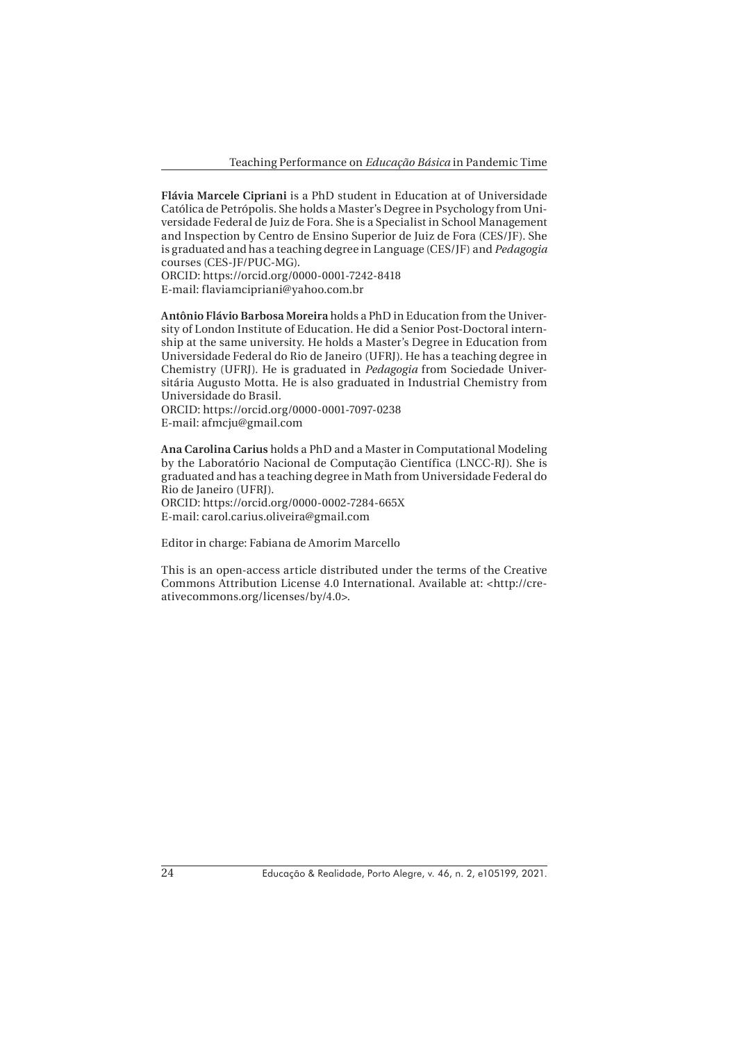**Flávia Marcele Cipriani** is a PhD student in Education at of Universidade Católica de Petrópolis. She holds a Master's Degree in Psychology from Universidade Federal de Juiz de Fora. She is a Specialist in School Management and Inspection by Centro de Ensino Superior de Juiz de Fora (CES/JF). She is graduated and has a teaching degree in Language (CES/JF) and *Pedagogia* courses (CES-JF/PUC-MG).
ORCID: https://orcid.org/0000-0001-7242-8418
E-mail: flaviamcipriani@yahoo.com.br

**Antônio Flávio Barbosa Moreira** holds a PhD in Education from the University of London Institute of Education. He did a Senior Post-Doctoral internship at the same university. He holds a Master's Degree in Education from Universidade Federal do Rio de Janeiro (UFRJ). He has a teaching degree in Chemistry (UFRJ). He is graduated in *Pedagogia* from Sociedade Universitária Augusto Motta. He is also graduated in Industrial Chemistry from Universidade do Brasil.
ORCID: https://orcid.org/0000-0001-7097-0238
E-mail: afmcju@gmail.com

**Ana Carolina Carius** holds a PhD and a Master in Computational Modeling by the Laboratório Nacional de Computação Científica (LNCC-RJ). She is graduated and has a teaching degree in Math from Universidade Federal do Rio de Janeiro (UFRJ).
ORCID: https://orcid.org/0000-0002-7284-665X
E-mail: carol.carius.oliveira@gmail.com

Editor in charge: Fabiana de Amorim Marcello

This is an open-access article distributed under the terms of the Creative Commons Attribution License 4.0 International. Available at: <http://creativecommons.org/licenses/by/4.0>.